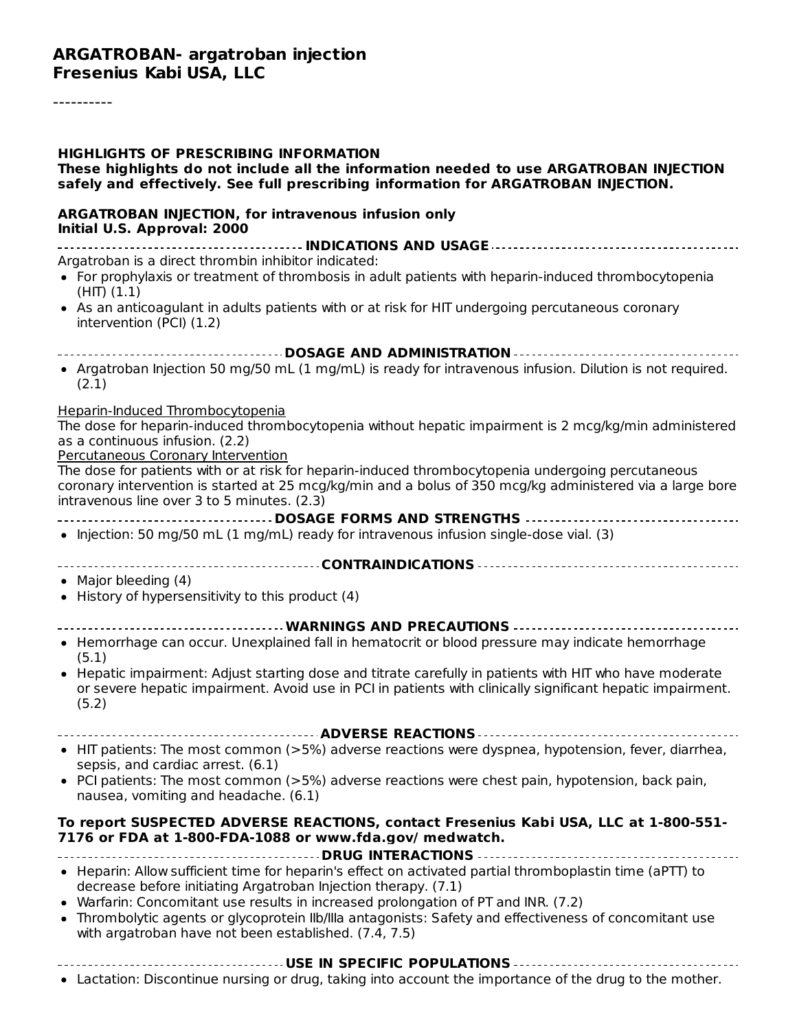# ARGATROBAN- argatroban injection
## Fresenius Kabi USA, LLC

----------

**HIGHLIGHTS OF PRESCRIBING INFORMATION**
**These highlights do not include all the information needed to use ARGATROBAN INJECTION safely and effectively. See full prescribing information for ARGATROBAN INJECTION.**

**ARGATROBAN INJECTION, for intravenous infusion only**
**Initial U.S. Approval: 2000**

**INDICATIONS AND USAGE**

Argatroban is a direct thrombin inhibitor indicated:

- For prophylaxis or treatment of thrombosis in adult patients with heparin-induced thrombocytopenia (HIT) (1.1)
- As an anticoagulant in adults patients with or at risk for HIT undergoing percutaneous coronary intervention (PCI) (1.2)

**DOSAGE AND ADMINISTRATION**

- Argatroban Injection 50 mg/50 mL (1 mg/mL) is ready for intravenous infusion. Dilution is not required. (2.1)

Heparin-Induced Thrombocytopenia

The dose for heparin-induced thrombocytopenia without hepatic impairment is 2 mcg/kg/min administered as a continuous infusion. (2.2)

Percutaneous Coronary Intervention

The dose for patients with or at risk for heparin-induced thrombocytopenia undergoing percutaneous coronary intervention is started at 25 mcg/kg/min and a bolus of 350 mcg/kg administered via a large bore intravenous line over 3 to 5 minutes. (2.3)

**DOSAGE FORMS AND STRENGTHS**

- Injection: 50 mg/50 mL (1 mg/mL) ready for intravenous infusion single-dose vial. (3)

**CONTRAINDICATIONS**

- Major bleeding (4)
- History of hypersensitivity to this product (4)

**WARNINGS AND PRECAUTIONS**

- Hemorrhage can occur. Unexplained fall in hematocrit or blood pressure may indicate hemorrhage (5.1)
- Hepatic impairment: Adjust starting dose and titrate carefully in patients with HIT who have moderate or severe hepatic impairment. Avoid use in PCI in patients with clinically significant hepatic impairment. (5.2)

**ADVERSE REACTIONS**

- HIT patients: The most common (>5%) adverse reactions were dyspnea, hypotension, fever, diarrhea, sepsis, and cardiac arrest. (6.1)
- PCI patients: The most common (>5%) adverse reactions were chest pain, hypotension, back pain, nausea, vomiting and headache. (6.1)

**To report SUSPECTED ADVERSE REACTIONS, contact Fresenius Kabi USA, LLC at 1-800-551-7176 or FDA at 1-800-FDA-1088 or www.fda.gov/ medwatch.**

**DRUG INTERACTIONS**

- Heparin: Allow sufficient time for heparin's effect on activated partial thromboplastin time (aPTT) to decrease before initiating Argatroban Injection therapy. (7.1)
- Warfarin: Concomitant use results in increased prolongation of PT and INR. (7.2)
- Thrombolytic agents or glycoprotein IIb/IIIa antagonists: Safety and effectiveness of concomitant use with argatroban have not been established. (7.4, 7.5)

**USE IN SPECIFIC POPULATIONS**

- Lactation: Discontinue nursing or drug, taking into account the importance of the drug to the mother.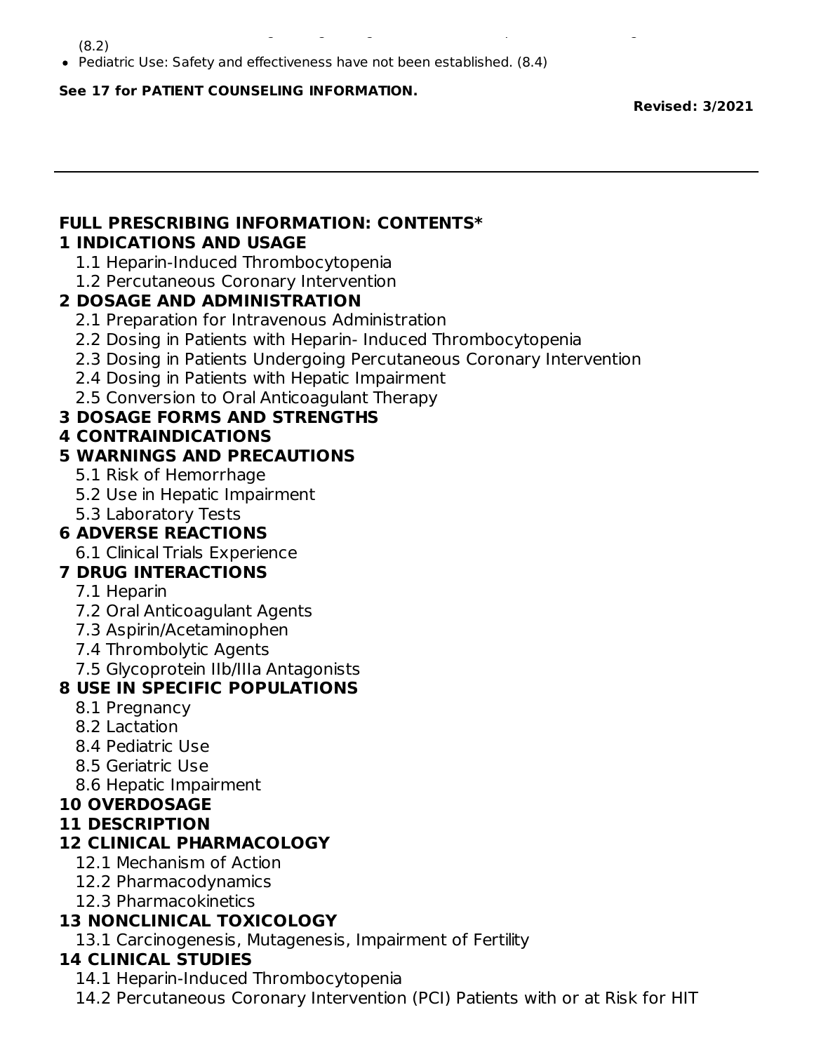(8.2)

- Pediatric Use: Safety and effectiveness have not been established. (8.4)

**See 17 for PATIENT COUNSELING INFORMATION.**

**Revised: 3/2021**

---

## FULL PRESCRIBING INFORMATION: CONTENTS*

**1 INDICATIONS AND USAGE**
- 1.1 Heparin-Induced Thrombocytopenia
- 1.2 Percutaneous Coronary Intervention

**2 DOSAGE AND ADMINISTRATION**
- 2.1 Preparation for Intravenous Administration
- 2.2 Dosing in Patients with Heparin- Induced Thrombocytopenia
- 2.3 Dosing in Patients Undergoing Percutaneous Coronary Intervention
- 2.4 Dosing in Patients with Hepatic Impairment
- 2.5 Conversion to Oral Anticoagulant Therapy

**3 DOSAGE FORMS AND STRENGTHS**

**4 CONTRAINDICATIONS**

**5 WARNINGS AND PRECAUTIONS**
- 5.1 Risk of Hemorrhage
- 5.2 Use in Hepatic Impairment
- 5.3 Laboratory Tests

**6 ADVERSE REACTIONS**
- 6.1 Clinical Trials Experience

**7 DRUG INTERACTIONS**
- 7.1 Heparin
- 7.2 Oral Anticoagulant Agents
- 7.3 Aspirin/Acetaminophen
- 7.4 Thrombolytic Agents
- 7.5 Glycoprotein IIb/IIIa Antagonists

**8 USE IN SPECIFIC POPULATIONS**
- 8.1 Pregnancy
- 8.2 Lactation
- 8.4 Pediatric Use
- 8.5 Geriatric Use
- 8.6 Hepatic Impairment

**10 OVERDOSAGE**

**11 DESCRIPTION**

**12 CLINICAL PHARMACOLOGY**
- 12.1 Mechanism of Action
- 12.2 Pharmacodynamics
- 12.3 Pharmacokinetics

**13 NONCLINICAL TOXICOLOGY**
- 13.1 Carcinogenesis, Mutagenesis, Impairment of Fertility

**14 CLINICAL STUDIES**
- 14.1 Heparin-Induced Thrombocytopenia
- 14.2 Percutaneous Coronary Intervention (PCI) Patients with or at Risk for HIT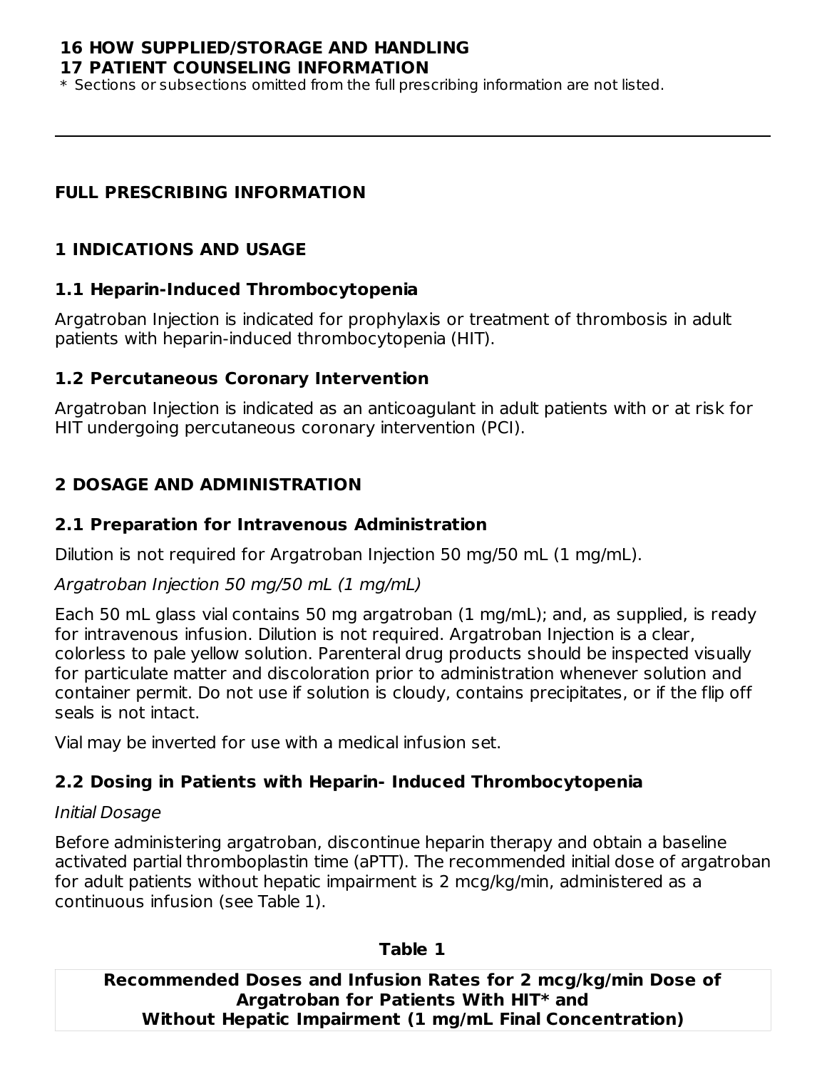**16 HOW SUPPLIED/STORAGE AND HANDLING**
**17 PATIENT COUNSELING INFORMATION**
* Sections or subsections omitted from the full prescribing information are not listed.

---

## FULL PRESCRIBING INFORMATION

## 1 INDICATIONS AND USAGE

### 1.1 Heparin-Induced Thrombocytopenia

Argatroban Injection is indicated for prophylaxis or treatment of thrombosis in adult patients with heparin-induced thrombocytopenia (HIT).

### 1.2 Percutaneous Coronary Intervention

Argatroban Injection is indicated as an anticoagulant in adult patients with or at risk for HIT undergoing percutaneous coronary intervention (PCI).

## 2 DOSAGE AND ADMINISTRATION

### 2.1 Preparation for Intravenous Administration

Dilution is not required for Argatroban Injection 50 mg/50 mL (1 mg/mL).

*Argatroban Injection 50 mg/50 mL (1 mg/mL)*

Each 50 mL glass vial contains 50 mg argatroban (1 mg/mL); and, as supplied, is ready for intravenous infusion. Dilution is not required. Argatroban Injection is a clear, colorless to pale yellow solution. Parenteral drug products should be inspected visually for particulate matter and discoloration prior to administration whenever solution and container permit. Do not use if solution is cloudy, contains precipitates, or if the flip off seals is not intact.

Vial may be inverted for use with a medical infusion set.

### 2.2 Dosing in Patients with Heparin- Induced Thrombocytopenia

*Initial Dosage*

Before administering argatroban, discontinue heparin therapy and obtain a baseline activated partial thromboplastin time (aPTT). The recommended initial dose of argatroban for adult patients without hepatic impairment is 2 mcg/kg/min, administered as a continuous infusion (see Table 1).

**Table 1**

**Recommended Doses and Infusion Rates for 2 mcg/kg/min Dose of Argatroban for Patients With HIT* and Without Hepatic Impairment (1 mg/mL Final Concentration)**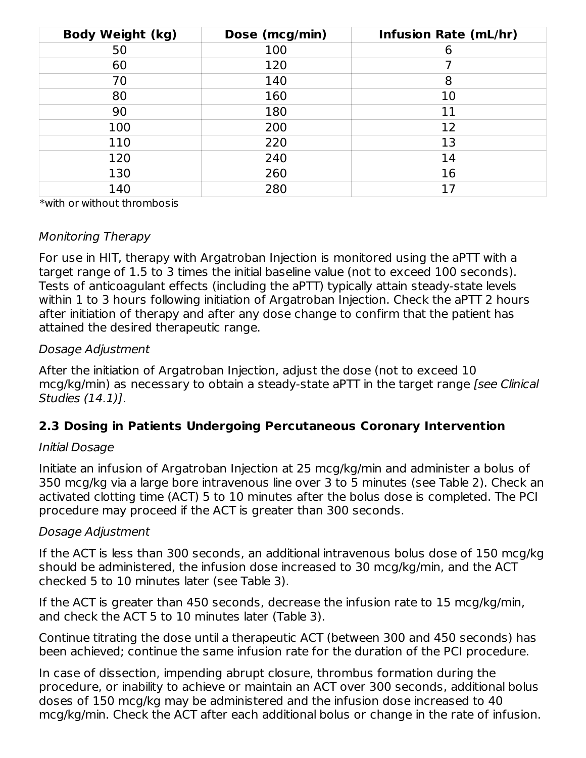| Body Weight (kg) | Dose (mcg/min) | Infusion Rate (mL/hr) |
| --- | --- | --- |
| 50 | 100 | 6 |
| 60 | 120 | 7 |
| 70 | 140 | 8 |
| 80 | 160 | 10 |
| 90 | 180 | 11 |
| 100 | 200 | 12 |
| 110 | 220 | 13 |
| 120 | 240 | 14 |
| 130 | 260 | 16 |
| 140 | 280 | 17 |

*with or without thrombosis

*Monitoring Therapy*

For use in HIT, therapy with Argatroban Injection is monitored using the aPTT with a target range of 1.5 to 3 times the initial baseline value (not to exceed 100 seconds). Tests of anticoagulant effects (including the aPTT) typically attain steady-state levels within 1 to 3 hours following initiation of Argatroban Injection. Check the aPTT 2 hours after initiation of therapy and after any dose change to confirm that the patient has attained the desired therapeutic range.

*Dosage Adjustment*

After the initiation of Argatroban Injection, adjust the dose (not to exceed 10 mcg/kg/min) as necessary to obtain a steady-state aPTT in the target range *[see Clinical Studies (14.1)]*.

### 2.3 Dosing in Patients Undergoing Percutaneous Coronary Intervention

*Initial Dosage*

Initiate an infusion of Argatroban Injection at 25 mcg/kg/min and administer a bolus of 350 mcg/kg via a large bore intravenous line over 3 to 5 minutes (see Table 2). Check an activated clotting time (ACT) 5 to 10 minutes after the bolus dose is completed. The PCI procedure may proceed if the ACT is greater than 300 seconds.

*Dosage Adjustment*

If the ACT is less than 300 seconds, an additional intravenous bolus dose of 150 mcg/kg should be administered, the infusion dose increased to 30 mcg/kg/min, and the ACT checked 5 to 10 minutes later (see Table 3).

If the ACT is greater than 450 seconds, decrease the infusion rate to 15 mcg/kg/min, and check the ACT 5 to 10 minutes later (Table 3).

Continue titrating the dose until a therapeutic ACT (between 300 and 450 seconds) has been achieved; continue the same infusion rate for the duration of the PCI procedure.

In case of dissection, impending abrupt closure, thrombus formation during the procedure, or inability to achieve or maintain an ACT over 300 seconds, additional bolus doses of 150 mcg/kg may be administered and the infusion dose increased to 40 mcg/kg/min. Check the ACT after each additional bolus or change in the rate of infusion.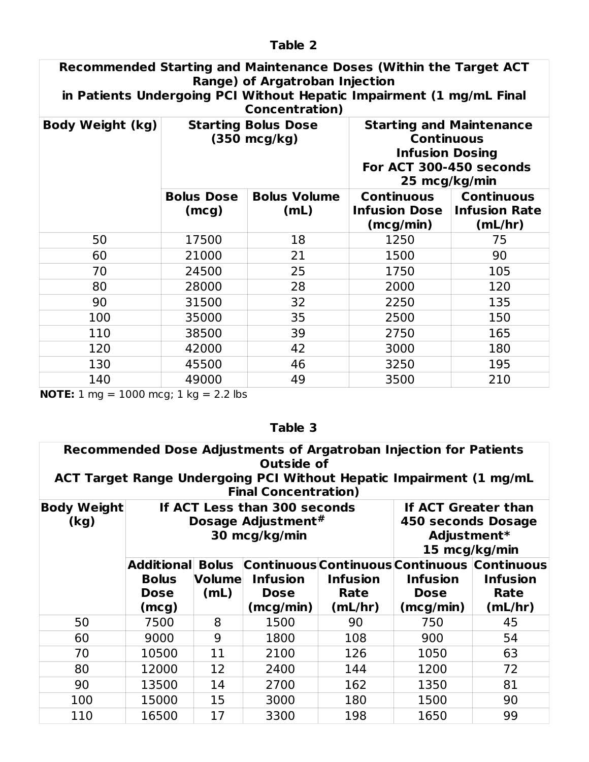**Table 2**

| Recommended Starting and Maintenance Doses (Within the Target ACT Range) of Argatroban Injection in Patients Undergoing PCI Without Hepatic Impairment (1 mg/mL Final Concentration) | | | | |
|---|---|---|---|---|
| **Body Weight (kg)** | **Starting Bolus Dose (350 mcg/kg)** | | **Starting and Maintenance Continuous Infusion Dosing For ACT 300-450 seconds 25 mcg/kg/min** | |
| | **Bolus Dose (mcg)** | **Bolus Volume (mL)** | **Continuous Infusion Dose (mcg/min)** | **Continuous Infusion Rate (mL/hr)** |
| 50 | 17500 | 18 | 1250 | 75 |
| 60 | 21000 | 21 | 1500 | 90 |
| 70 | 24500 | 25 | 1750 | 105 |
| 80 | 28000 | 28 | 2000 | 120 |
| 90 | 31500 | 32 | 2250 | 135 |
| 100 | 35000 | 35 | 2500 | 150 |
| 110 | 38500 | 39 | 2750 | 165 |
| 120 | 42000 | 42 | 3000 | 180 |
| 130 | 45500 | 46 | 3250 | 195 |
| 140 | 49000 | 49 | 3500 | 210 |

**NOTE:** 1 mg = 1000 mcg; 1 kg = 2.2 lbs

**Table 3**

| Recommended Dose Adjustments of Argatroban Injection for Patients Outside of ACT Target Range Undergoing PCI Without Hepatic Impairment (1 mg/mL Final Concentration) | | | | | | |
|---|---|---|---|---|---|---|
| **Body Weight (kg)** | **If ACT Less than 300 seconds Dosage Adjustment# 30 mcg/kg/min** | | | | **If ACT Greater than 450 seconds Dosage Adjustment* 15 mcg/kg/min** | |
| | **Additional Bolus Dose (mcg)** | **Bolus Volume (mL)** | **Continuous Infusion Dose (mcg/min)** | **Continuous Infusion Rate (mL/hr)** | **Continuous Infusion Dose (mcg/min)** | **Continuous Infusion Rate (mL/hr)** |
| 50 | 7500 | 8 | 1500 | 90 | 750 | 45 |
| 60 | 9000 | 9 | 1800 | 108 | 900 | 54 |
| 70 | 10500 | 11 | 2100 | 126 | 1050 | 63 |
| 80 | 12000 | 12 | 2400 | 144 | 1200 | 72 |
| 90 | 13500 | 14 | 2700 | 162 | 1350 | 81 |
| 100 | 15000 | 15 | 3000 | 180 | 1500 | 90 |
| 110 | 16500 | 17 | 3300 | 198 | 1650 | 99 |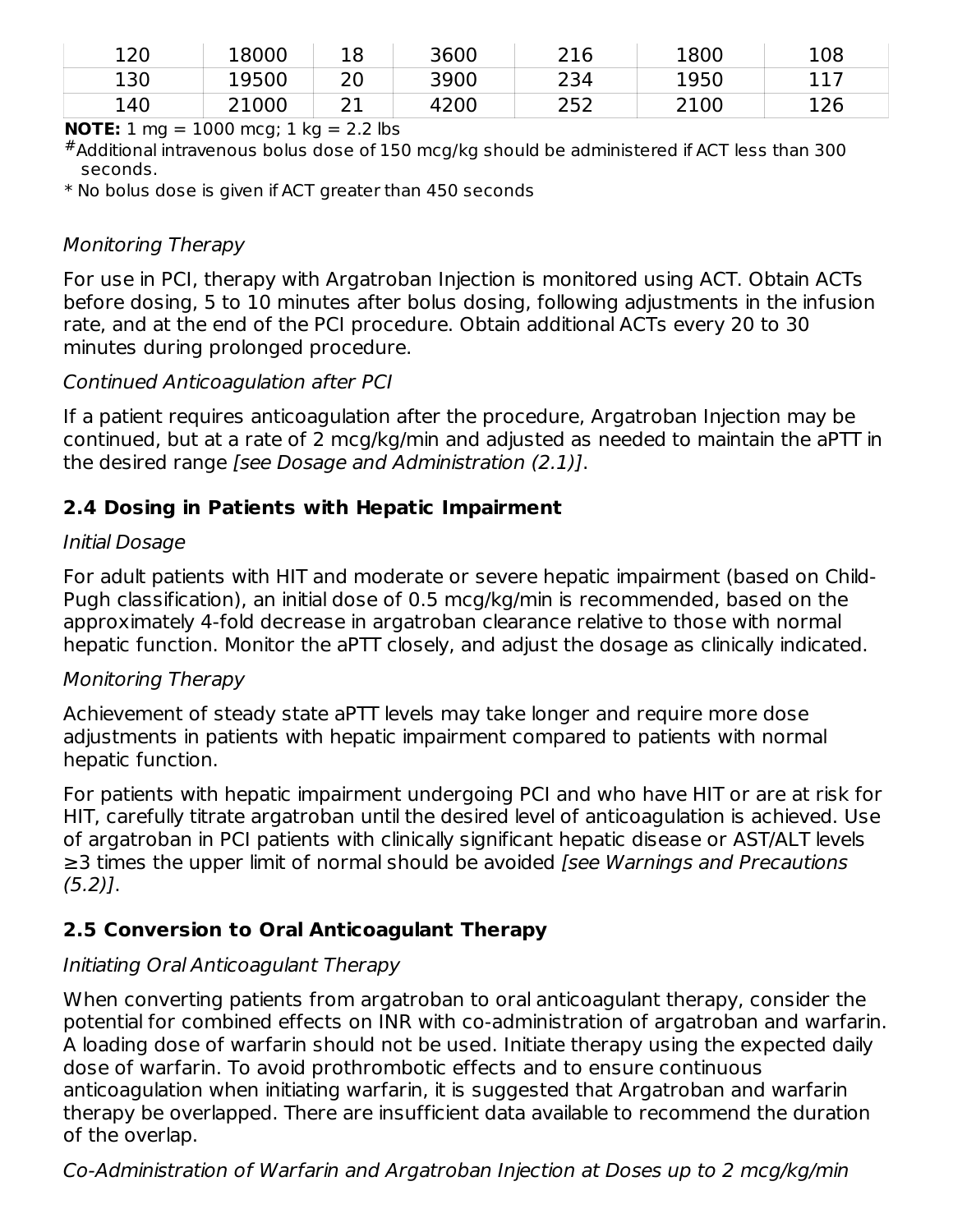| 120 | 18000 | 18 | 3600 | 216 | 1800 | 108 |
|---|---|---|---|---|---|---|
| 130 | 19500 | 20 | 3900 | 234 | 1950 | 117 |
| 140 | 21000 | 21 | 4200 | 252 | 2100 | 126 |

**NOTE:** 1 mg = 1000 mcg; 1 kg = 2.2 lbs

#Additional intravenous bolus dose of 150 mcg/kg should be administered if ACT less than 300 seconds.

* No bolus dose is given if ACT greater than 450 seconds

*Monitoring Therapy*

For use in PCI, therapy with Argatroban Injection is monitored using ACT. Obtain ACTs before dosing, 5 to 10 minutes after bolus dosing, following adjustments in the infusion rate, and at the end of the PCI procedure. Obtain additional ACTs every 20 to 30 minutes during prolonged procedure.

*Continued Anticoagulation after PCI*

If a patient requires anticoagulation after the procedure, Argatroban Injection may be continued, but at a rate of 2 mcg/kg/min and adjusted as needed to maintain the aPTT in the desired range *[see Dosage and Administration (2.1)]*.

### 2.4 Dosing in Patients with Hepatic Impairment

*Initial Dosage*

For adult patients with HIT and moderate or severe hepatic impairment (based on Child-Pugh classification), an initial dose of 0.5 mcg/kg/min is recommended, based on the approximately 4-fold decrease in argatroban clearance relative to those with normal hepatic function. Monitor the aPTT closely, and adjust the dosage as clinically indicated.

*Monitoring Therapy*

Achievement of steady state aPTT levels may take longer and require more dose adjustments in patients with hepatic impairment compared to patients with normal hepatic function.

For patients with hepatic impairment undergoing PCI and who have HIT or are at risk for HIT, carefully titrate argatroban until the desired level of anticoagulation is achieved. Use of argatroban in PCI patients with clinically significant hepatic disease or AST/ALT levels ≥3 times the upper limit of normal should be avoided *[see Warnings and Precautions (5.2)]*.

### 2.5 Conversion to Oral Anticoagulant Therapy

*Initiating Oral Anticoagulant Therapy*

When converting patients from argatroban to oral anticoagulant therapy, consider the potential for combined effects on INR with co-administration of argatroban and warfarin. A loading dose of warfarin should not be used. Initiate therapy using the expected daily dose of warfarin. To avoid prothrombotic effects and to ensure continuous anticoagulation when initiating warfarin, it is suggested that Argatroban and warfarin therapy be overlapped. There are insufficient data available to recommend the duration of the overlap.

*Co-Administration of Warfarin and Argatroban Injection at Doses up to 2 mcg/kg/min*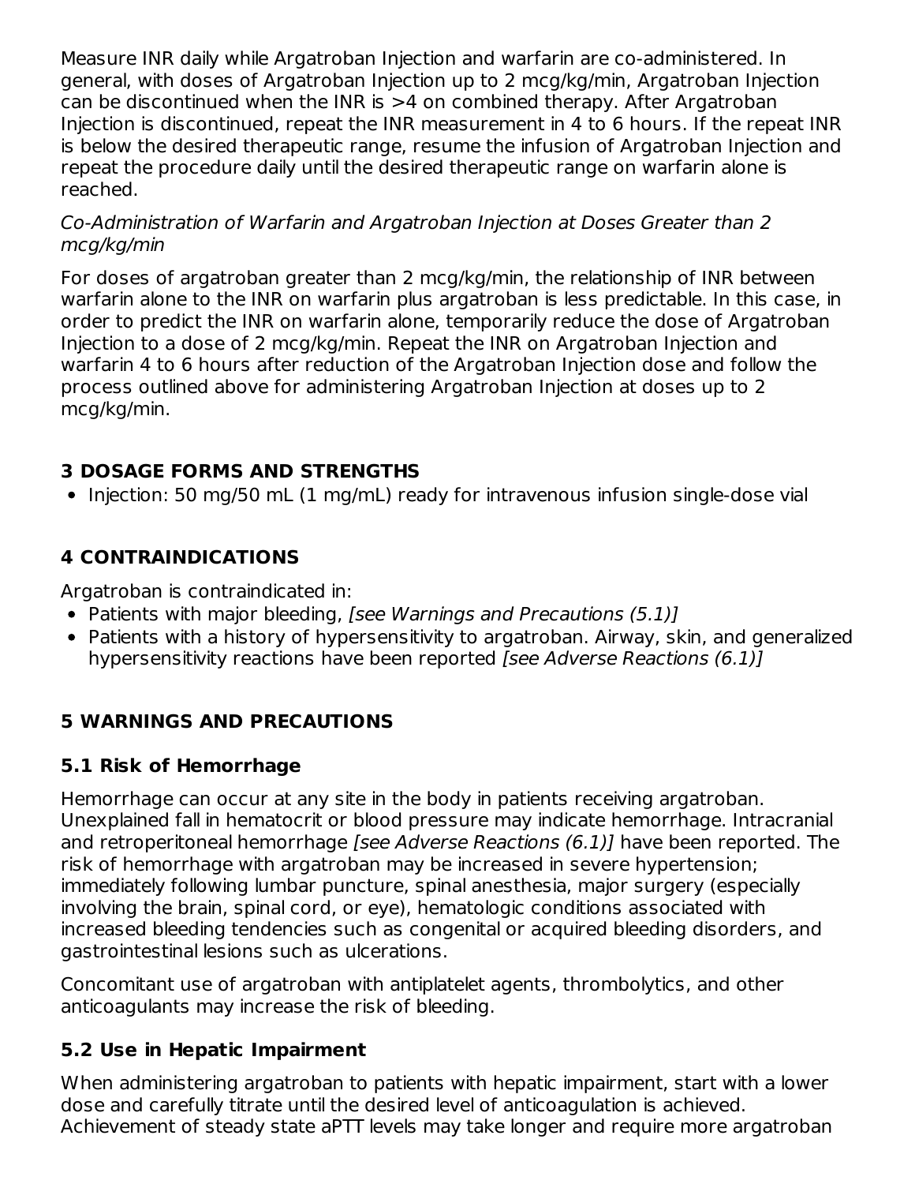Measure INR daily while Argatroban Injection and warfarin are co-administered. In general, with doses of Argatroban Injection up to 2 mcg/kg/min, Argatroban Injection can be discontinued when the INR is >4 on combined therapy. After Argatroban Injection is discontinued, repeat the INR measurement in 4 to 6 hours. If the repeat INR is below the desired therapeutic range, resume the infusion of Argatroban Injection and repeat the procedure daily until the desired therapeutic range on warfarin alone is reached.

*Co-Administration of Warfarin and Argatroban Injection at Doses Greater than 2 mcg/kg/min*

For doses of argatroban greater than 2 mcg/kg/min, the relationship of INR between warfarin alone to the INR on warfarin plus argatroban is less predictable. In this case, in order to predict the INR on warfarin alone, temporarily reduce the dose of Argatroban Injection to a dose of 2 mcg/kg/min. Repeat the INR on Argatroban Injection and warfarin 4 to 6 hours after reduction of the Argatroban Injection dose and follow the process outlined above for administering Argatroban Injection at doses up to 2 mcg/kg/min.

## 3 DOSAGE FORMS AND STRENGTHS

- Injection: 50 mg/50 mL (1 mg/mL) ready for intravenous infusion single-dose vial

## 4 CONTRAINDICATIONS

Argatroban is contraindicated in:

- Patients with major bleeding, *[see Warnings and Precautions (5.1)]*
- Patients with a history of hypersensitivity to argatroban. Airway, skin, and generalized hypersensitivity reactions have been reported *[see Adverse Reactions (6.1)]*

## 5 WARNINGS AND PRECAUTIONS

### 5.1 Risk of Hemorrhage

Hemorrhage can occur at any site in the body in patients receiving argatroban. Unexplained fall in hematocrit or blood pressure may indicate hemorrhage. Intracranial and retroperitoneal hemorrhage *[see Adverse Reactions (6.1)]* have been reported. The risk of hemorrhage with argatroban may be increased in severe hypertension; immediately following lumbar puncture, spinal anesthesia, major surgery (especially involving the brain, spinal cord, or eye), hematologic conditions associated with increased bleeding tendencies such as congenital or acquired bleeding disorders, and gastrointestinal lesions such as ulcerations.

Concomitant use of argatroban with antiplatelet agents, thrombolytics, and other anticoagulants may increase the risk of bleeding.

### 5.2 Use in Hepatic Impairment

When administering argatroban to patients with hepatic impairment, start with a lower dose and carefully titrate until the desired level of anticoagulation is achieved. Achievement of steady state aPTT levels may take longer and require more argatroban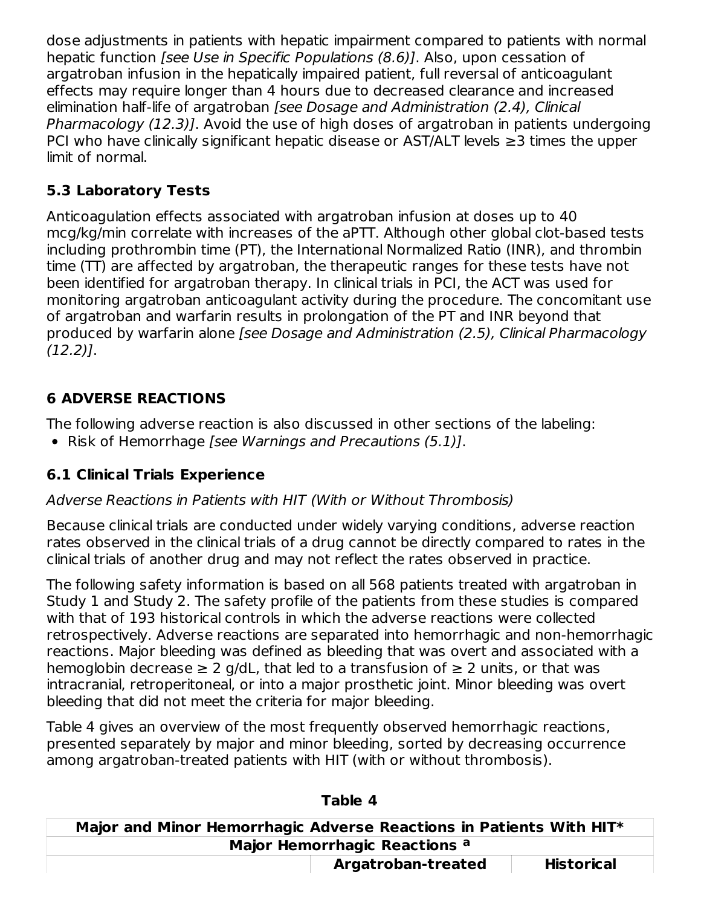dose adjustments in patients with hepatic impairment compared to patients with normal hepatic function *[see Use in Specific Populations (8.6)]*. Also, upon cessation of argatroban infusion in the hepatically impaired patient, full reversal of anticoagulant effects may require longer than 4 hours due to decreased clearance and increased elimination half-life of argatroban *[see Dosage and Administration (2.4), Clinical Pharmacology (12.3)]*. Avoid the use of high doses of argatroban in patients undergoing PCI who have clinically significant hepatic disease or AST/ALT levels ≥3 times the upper limit of normal.

### 5.3 Laboratory Tests

Anticoagulation effects associated with argatroban infusion at doses up to 40 mcg/kg/min correlate with increases of the aPTT. Although other global clot-based tests including prothrombin time (PT), the International Normalized Ratio (INR), and thrombin time (TT) are affected by argatroban, the therapeutic ranges for these tests have not been identified for argatroban therapy. In clinical trials in PCI, the ACT was used for monitoring argatroban anticoagulant activity during the procedure. The concomitant use of argatroban and warfarin results in prolongation of the PT and INR beyond that produced by warfarin alone *[see Dosage and Administration (2.5), Clinical Pharmacology (12.2)]*.

## 6 ADVERSE REACTIONS

The following adverse reaction is also discussed in other sections of the labeling:

- Risk of Hemorrhage *[see Warnings and Precautions (5.1)]*.

### 6.1 Clinical Trials Experience

*Adverse Reactions in Patients with HIT (With or Without Thrombosis)*

Because clinical trials are conducted under widely varying conditions, adverse reaction rates observed in the clinical trials of a drug cannot be directly compared to rates in the clinical trials of another drug and may not reflect the rates observed in practice.

The following safety information is based on all 568 patients treated with argatroban in Study 1 and Study 2. The safety profile of the patients from these studies is compared with that of 193 historical controls in which the adverse reactions were collected retrospectively. Adverse reactions are separated into hemorrhagic and non-hemorrhagic reactions. Major bleeding was defined as bleeding that was overt and associated with a hemoglobin decrease ≥ 2 g/dL, that led to a transfusion of ≥ 2 units, or that was intracranial, retroperitoneal, or into a major prosthetic joint. Minor bleeding was overt bleeding that did not meet the criteria for major bleeding.

Table 4 gives an overview of the most frequently observed hemorrhagic reactions, presented separately by major and minor bleeding, sorted by decreasing occurrence among argatroban-treated patients with HIT (with or without thrombosis).

**Table 4**

| Major and Minor Hemorrhagic Adverse Reactions in Patients With HIT* | | |
|---|---|---|
| **Major Hemorrhagic Reactions [a]** | | |
| | **Argatroban-treated** | **Historical** |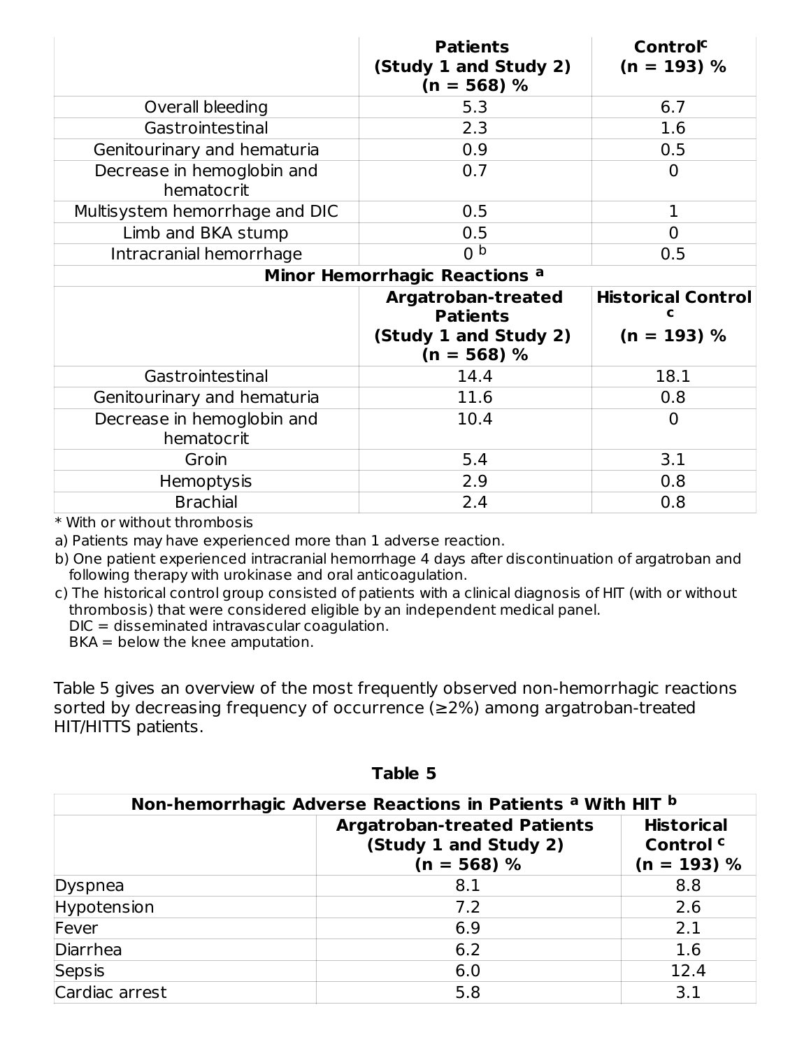| | Patients (Study 1 and Study 2) (n = 568) % | Control[c] (n = 193) % |
|---|---|---|
| Overall bleeding | 5.3 | 6.7 |
| Gastrointestinal | 2.3 | 1.6 |
| Genitourinary and hematuria | 0.9 | 0.5 |
| Decrease in hemoglobin and hematocrit | 0.7 | 0 |
| Multisystem hemorrhage and DIC | 0.5 | 1 |
| Limb and BKA stump | 0.5 | 0 |
| Intracranial hemorrhage | 0 [b] | 0.5 |
| **Minor Hemorrhagic Reactions [a]** | | |
| | **Argatroban-treated Patients (Study 1 and Study 2) (n = 568) %** | **Historical Control [c] (n = 193) %** |
| Gastrointestinal | 14.4 | 18.1 |
| Genitourinary and hematuria | 11.6 | 0.8 |
| Decrease in hemoglobin and hematocrit | 10.4 | 0 |
| Groin | 5.4 | 3.1 |
| Hemoptysis | 2.9 | 0.8 |
| Brachial | 2.4 | 0.8 |

* With or without thrombosis

a) Patients may have experienced more than 1 adverse reaction.

b) One patient experienced intracranial hemorrhage 4 days after discontinuation of argatroban and following therapy with urokinase and oral anticoagulation.

c) The historical control group consisted of patients with a clinical diagnosis of HIT (with or without thrombosis) that were considered eligible by an independent medical panel.
DIC = disseminated intravascular coagulation.
BKA = below the knee amputation.

Table 5 gives an overview of the most frequently observed non-hemorrhagic reactions sorted by decreasing frequency of occurrence (≥2%) among argatroban-treated HIT/HITTS patients.

**Table 5**

| Non-hemorrhagic Adverse Reactions in Patients [a] With HIT [b] | | |
|---|---|---|
| | **Argatroban-treated Patients (Study 1 and Study 2) (n = 568) %** | **Historical Control [c] (n = 193) %** |
| Dyspnea | 8.1 | 8.8 |
| Hypotension | 7.2 | 2.6 |
| Fever | 6.9 | 2.1 |
| Diarrhea | 6.2 | 1.6 |
| Sepsis | 6.0 | 12.4 |
| Cardiac arrest | 5.8 | 3.1 |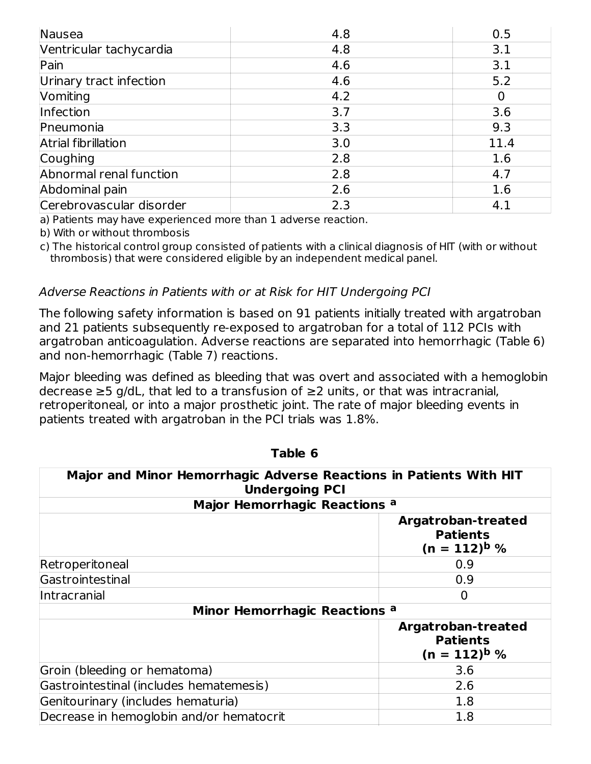| | | |
|---|---|---|
| Nausea | 4.8 | 0.5 |
| Ventricular tachycardia | 4.8 | 3.1 |
| Pain | 4.6 | 3.1 |
| Urinary tract infection | 4.6 | 5.2 |
| Vomiting | 4.2 | 0 |
| Infection | 3.7 | 3.6 |
| Pneumonia | 3.3 | 9.3 |
| Atrial fibrillation | 3.0 | 11.4 |
| Coughing | 2.8 | 1.6 |
| Abnormal renal function | 2.8 | 4.7 |
| Abdominal pain | 2.6 | 1.6 |
| Cerebrovascular disorder | 2.3 | 4.1 |

a) Patients may have experienced more than 1 adverse reaction.

b) With or without thrombosis

c) The historical control group consisted of patients with a clinical diagnosis of HIT (with or without thrombosis) that were considered eligible by an independent medical panel.

*Adverse Reactions in Patients with or at Risk for HIT Undergoing PCI*

The following safety information is based on 91 patients initially treated with argatroban and 21 patients subsequently re-exposed to argatroban for a total of 112 PCIs with argatroban anticoagulation. Adverse reactions are separated into hemorrhagic (Table 6) and non-hemorrhagic (Table 7) reactions.

Major bleeding was defined as bleeding that was overt and associated with a hemoglobin decrease ≥5 g/dL, that led to a transfusion of ≥2 units, or that was intracranial, retroperitoneal, or into a major prosthetic joint. The rate of major bleeding events in patients treated with argatroban in the PCI trials was 1.8%.

**Table 6**

| **Major and Minor Hemorrhagic Adverse Reactions in Patients With HIT Undergoing PCI** | |
|---|---|
| **Major Hemorrhagic Reactions [a]** | |
| | **Argatroban-treated Patients (n = 112)[b] %** |
| Retroperitoneal | 0.9 |
| Gastrointestinal | 0.9 |
| Intracranial | 0 |
| **Minor Hemorrhagic Reactions [a]** | |
| | **Argatroban-treated Patients (n = 112)[b] %** |
| Groin (bleeding or hematoma) | 3.6 |
| Gastrointestinal (includes hematemesis) | 2.6 |
| Genitourinary (includes hematuria) | 1.8 |
| Decrease in hemoglobin and/or hematocrit | 1.8 |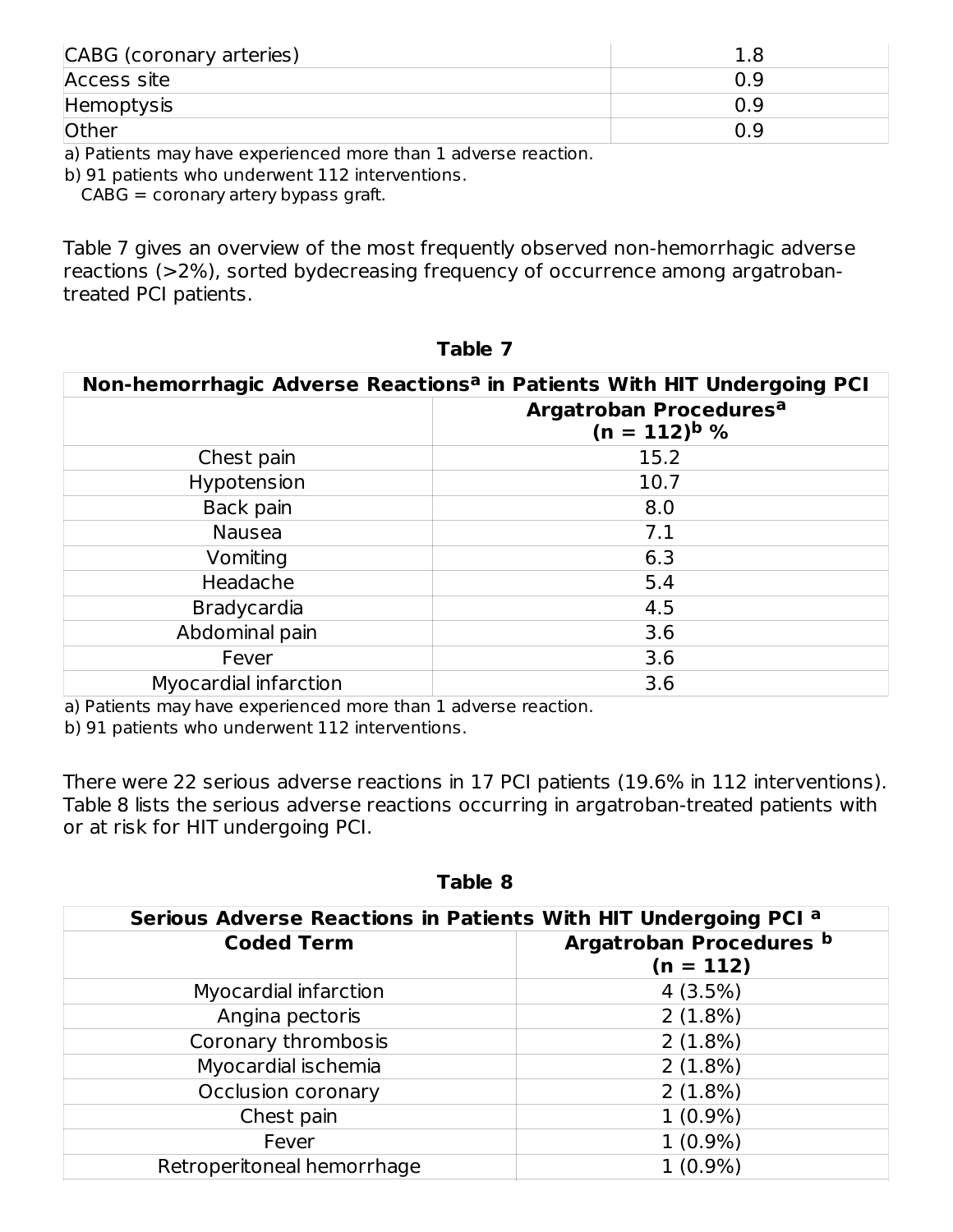| | |
|---|---|
| CABG (coronary arteries) | 1.8 |
| Access site | 0.9 |
| Hemoptysis | 0.9 |
| Other | 0.9 |

a) Patients may have experienced more than 1 adverse reaction.

b) 91 patients who underwent 112 interventions.

CABG = coronary artery bypass graft.

Table 7 gives an overview of the most frequently observed non-hemorrhagic adverse reactions (>2%), sorted bydecreasing frequency of occurrence among argatroban-treated PCI patients.

**Table 7**

| Non-hemorrhagic Adverse Reactions[a] in Patients With HIT Undergoing PCI | |
|---|---|
| | **Argatroban Procedures[a] (n = 112)[b] %** |
| Chest pain | 15.2 |
| Hypotension | 10.7 |
| Back pain | 8.0 |
| Nausea | 7.1 |
| Vomiting | 6.3 |
| Headache | 5.4 |
| Bradycardia | 4.5 |
| Abdominal pain | 3.6 |
| Fever | 3.6 |
| Myocardial infarction | 3.6 |

a) Patients may have experienced more than 1 adverse reaction.

b) 91 patients who underwent 112 interventions.

There were 22 serious adverse reactions in 17 PCI patients (19.6% in 112 interventions). Table 8 lists the serious adverse reactions occurring in argatroban-treated patients with or at risk for HIT undergoing PCI.

**Table 8**

| Serious Adverse Reactions in Patients With HIT Undergoing PCI [a] | |
|---|---|
| **Coded Term** | **Argatroban Procedures [b] (n = 112)** |
| Myocardial infarction | 4 (3.5%) |
| Angina pectoris | 2 (1.8%) |
| Coronary thrombosis | 2 (1.8%) |
| Myocardial ischemia | 2 (1.8%) |
| Occlusion coronary | 2 (1.8%) |
| Chest pain | 1 (0.9%) |
| Fever | 1 (0.9%) |
| Retroperitoneal hemorrhage | 1 (0.9%) |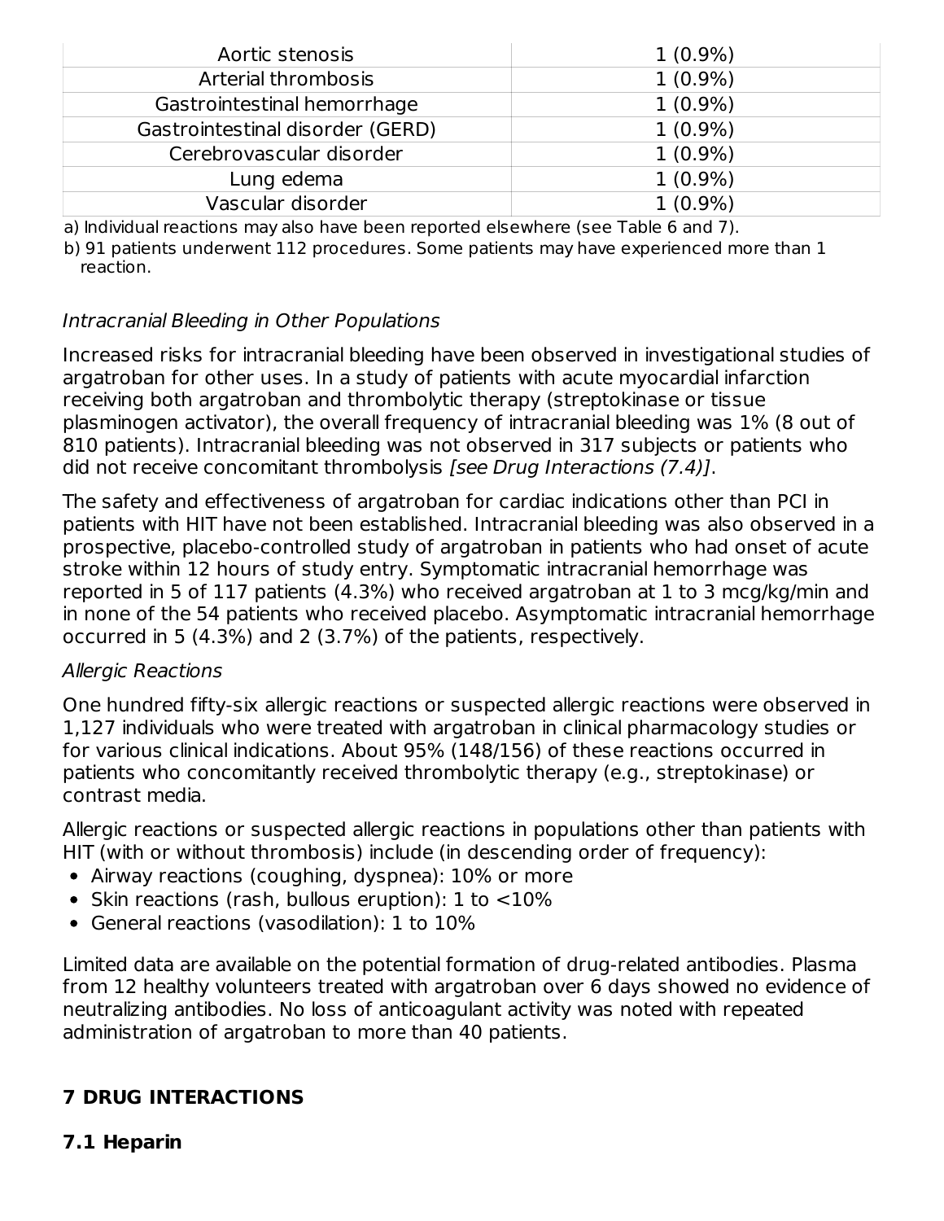| Aortic stenosis | 1 (0.9%) |
| --- | --- |
| Arterial thrombosis | 1 (0.9%) |
| Gastrointestinal hemorrhage | 1 (0.9%) |
| Gastrointestinal disorder (GERD) | 1 (0.9%) |
| Cerebrovascular disorder | 1 (0.9%) |
| Lung edema | 1 (0.9%) |
| Vascular disorder | 1 (0.9%) |

a) Individual reactions may also have been reported elsewhere (see Table 6 and 7).

b) 91 patients underwent 112 procedures. Some patients may have experienced more than 1 reaction.

*Intracranial Bleeding in Other Populations*

Increased risks for intracranial bleeding have been observed in investigational studies of argatroban for other uses. In a study of patients with acute myocardial infarction receiving both argatroban and thrombolytic therapy (streptokinase or tissue plasminogen activator), the overall frequency of intracranial bleeding was 1% (8 out of 810 patients). Intracranial bleeding was not observed in 317 subjects or patients who did not receive concomitant thrombolysis *[see Drug Interactions (7.4)]*.

The safety and effectiveness of argatroban for cardiac indications other than PCI in patients with HIT have not been established. Intracranial bleeding was also observed in a prospective, placebo-controlled study of argatroban in patients who had onset of acute stroke within 12 hours of study entry. Symptomatic intracranial hemorrhage was reported in 5 of 117 patients (4.3%) who received argatroban at 1 to 3 mcg/kg/min and in none of the 54 patients who received placebo. Asymptomatic intracranial hemorrhage occurred in 5 (4.3%) and 2 (3.7%) of the patients, respectively.

*Allergic Reactions*

One hundred fifty-six allergic reactions or suspected allergic reactions were observed in 1,127 individuals who were treated with argatroban in clinical pharmacology studies or for various clinical indications. About 95% (148/156) of these reactions occurred in patients who concomitantly received thrombolytic therapy (e.g., streptokinase) or contrast media.

Allergic reactions or suspected allergic reactions in populations other than patients with HIT (with or without thrombosis) include (in descending order of frequency):

- Airway reactions (coughing, dyspnea): 10% or more
- Skin reactions (rash, bullous eruption): 1 to <10%
- General reactions (vasodilation): 1 to 10%

Limited data are available on the potential formation of drug-related antibodies. Plasma from 12 healthy volunteers treated with argatroban over 6 days showed no evidence of neutralizing antibodies. No loss of anticoagulant activity was noted with repeated administration of argatroban to more than 40 patients.

## 7 DRUG INTERACTIONS

### 7.1 Heparin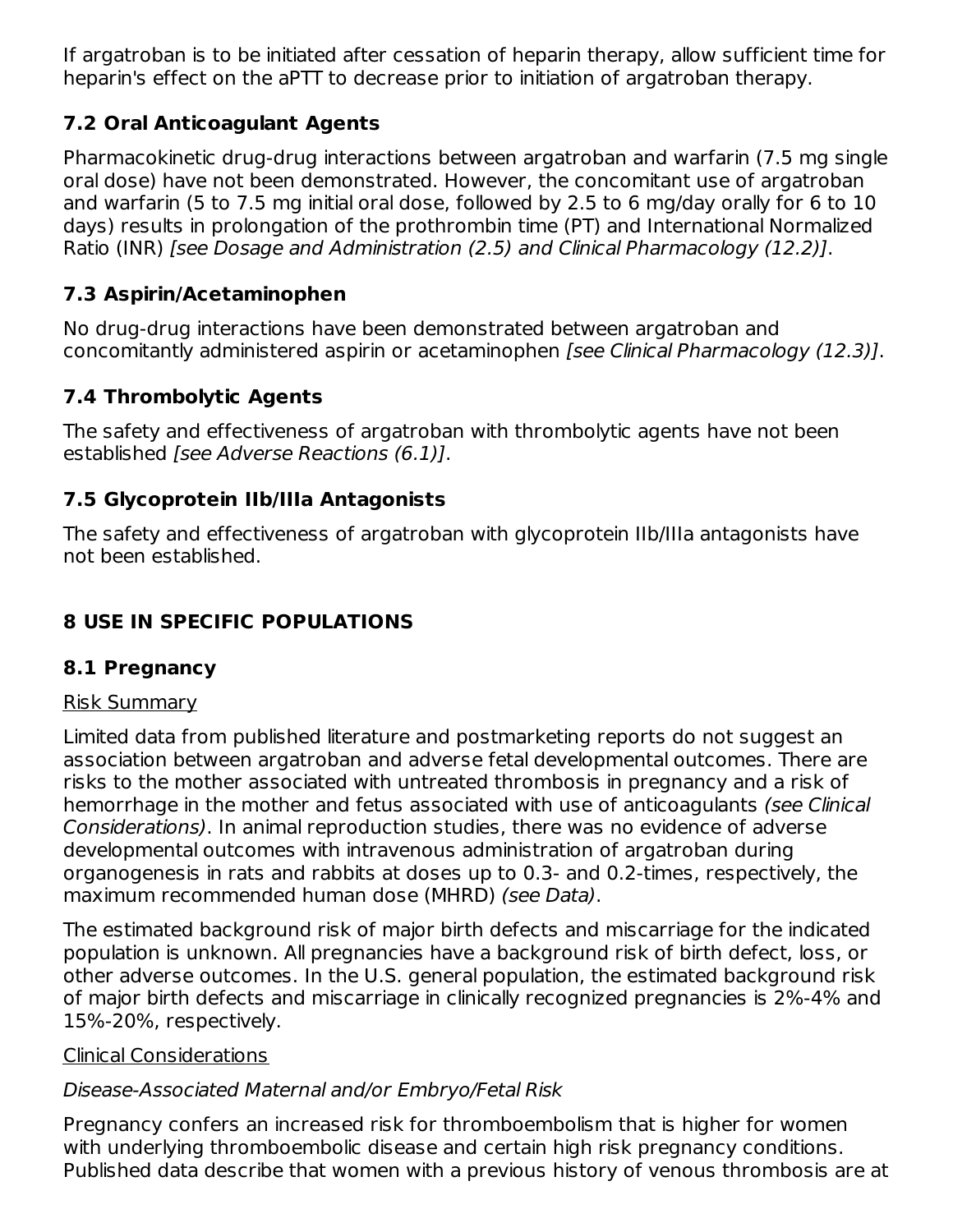If argatroban is to be initiated after cessation of heparin therapy, allow sufficient time for heparin's effect on the aPTT to decrease prior to initiation of argatroban therapy.

### 7.2 Oral Anticoagulant Agents

Pharmacokinetic drug-drug interactions between argatroban and warfarin (7.5 mg single oral dose) have not been demonstrated. However, the concomitant use of argatroban and warfarin (5 to 7.5 mg initial oral dose, followed by 2.5 to 6 mg/day orally for 6 to 10 days) results in prolongation of the prothrombin time (PT) and International Normalized Ratio (INR) *[see Dosage and Administration (2.5) and Clinical Pharmacology (12.2)]*.

### 7.3 Aspirin/Acetaminophen

No drug-drug interactions have been demonstrated between argatroban and concomitantly administered aspirin or acetaminophen *[see Clinical Pharmacology (12.3)]*.

### 7.4 Thrombolytic Agents

The safety and effectiveness of argatroban with thrombolytic agents have not been established *[see Adverse Reactions (6.1)]*.

### 7.5 Glycoprotein IIb/IIIa Antagonists

The safety and effectiveness of argatroban with glycoprotein IIb/IIIa antagonists have not been established.

## 8 USE IN SPECIFIC POPULATIONS

### 8.1 Pregnancy

Risk Summary

Limited data from published literature and postmarketing reports do not suggest an association between argatroban and adverse fetal developmental outcomes. There are risks to the mother associated with untreated thrombosis in pregnancy and a risk of hemorrhage in the mother and fetus associated with use of anticoagulants *(see Clinical Considerations)*. In animal reproduction studies, there was no evidence of adverse developmental outcomes with intravenous administration of argatroban during organogenesis in rats and rabbits at doses up to 0.3- and 0.2-times, respectively, the maximum recommended human dose (MHRD) *(see Data)*.

The estimated background risk of major birth defects and miscarriage for the indicated population is unknown. All pregnancies have a background risk of birth defect, loss, or other adverse outcomes. In the U.S. general population, the estimated background risk of major birth defects and miscarriage in clinically recognized pregnancies is 2%-4% and 15%-20%, respectively.

Clinical Considerations

*Disease-Associated Maternal and/or Embryo/Fetal Risk*

Pregnancy confers an increased risk for thromboembolism that is higher for women with underlying thromboembolic disease and certain high risk pregnancy conditions. Published data describe that women with a previous history of venous thrombosis are at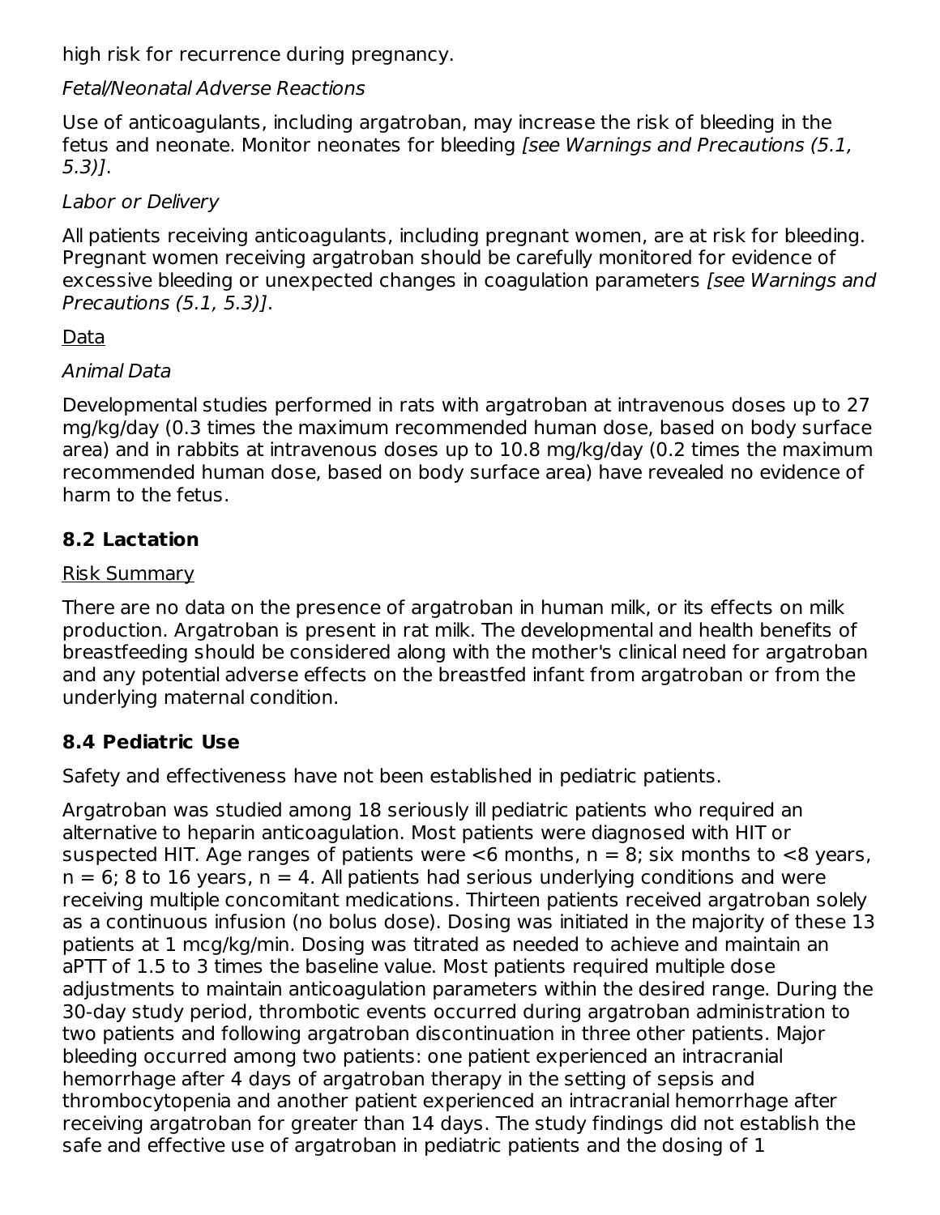high risk for recurrence during pregnancy.

*Fetal/Neonatal Adverse Reactions*

Use of anticoagulants, including argatroban, may increase the risk of bleeding in the fetus and neonate. Monitor neonates for bleeding *[see Warnings and Precautions (5.1, 5.3)]*.

*Labor or Delivery*

All patients receiving anticoagulants, including pregnant women, are at risk for bleeding. Pregnant women receiving argatroban should be carefully monitored for evidence of excessive bleeding or unexpected changes in coagulation parameters *[see Warnings and Precautions (5.1, 5.3)]*.

Data

*Animal Data*

Developmental studies performed in rats with argatroban at intravenous doses up to 27 mg/kg/day (0.3 times the maximum recommended human dose, based on body surface area) and in rabbits at intravenous doses up to 10.8 mg/kg/day (0.2 times the maximum recommended human dose, based on body surface area) have revealed no evidence of harm to the fetus.

### 8.2 Lactation

Risk Summary

There are no data on the presence of argatroban in human milk, or its effects on milk production. Argatroban is present in rat milk. The developmental and health benefits of breastfeeding should be considered along with the mother's clinical need for argatroban and any potential adverse effects on the breastfed infant from argatroban or from the underlying maternal condition.

### 8.4 Pediatric Use

Safety and effectiveness have not been established in pediatric patients.

Argatroban was studied among 18 seriously ill pediatric patients who required an alternative to heparin anticoagulation. Most patients were diagnosed with HIT or suspected HIT. Age ranges of patients were <6 months, n = 8; six months to <8 years, n = 6; 8 to 16 years, n = 4. All patients had serious underlying conditions and were receiving multiple concomitant medications. Thirteen patients received argatroban solely as a continuous infusion (no bolus dose). Dosing was initiated in the majority of these 13 patients at 1 mcg/kg/min. Dosing was titrated as needed to achieve and maintain an aPTT of 1.5 to 3 times the baseline value. Most patients required multiple dose adjustments to maintain anticoagulation parameters within the desired range. During the 30-day study period, thrombotic events occurred during argatroban administration to two patients and following argatroban discontinuation in three other patients. Major bleeding occurred among two patients: one patient experienced an intracranial hemorrhage after 4 days of argatroban therapy in the setting of sepsis and thrombocytopenia and another patient experienced an intracranial hemorrhage after receiving argatroban for greater than 14 days. The study findings did not establish the safe and effective use of argatroban in pediatric patients and the dosing of 1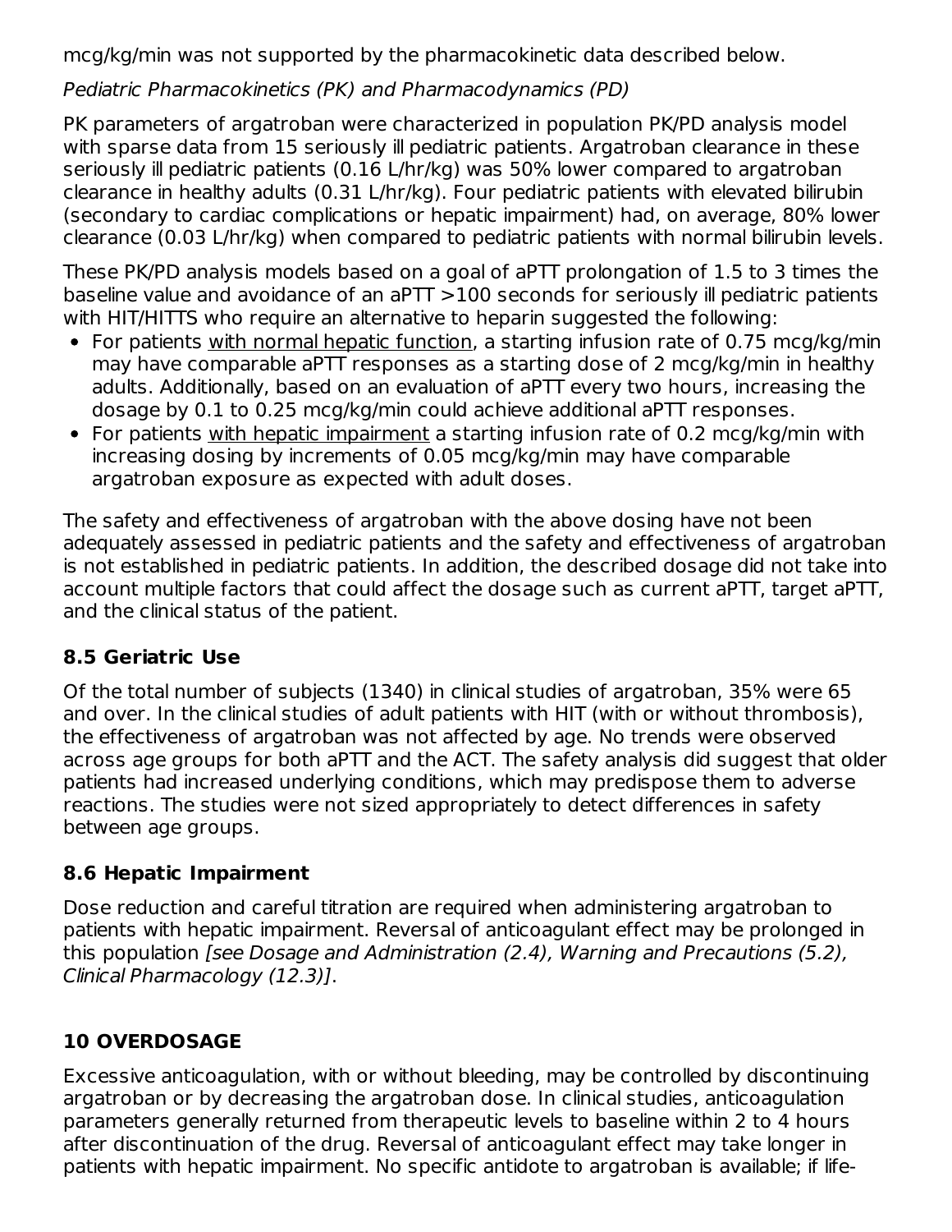mcg/kg/min was not supported by the pharmacokinetic data described below.

*Pediatric Pharmacokinetics (PK) and Pharmacodynamics (PD)*

PK parameters of argatroban were characterized in population PK/PD analysis model with sparse data from 15 seriously ill pediatric patients. Argatroban clearance in these seriously ill pediatric patients (0.16 L/hr/kg) was 50% lower compared to argatroban clearance in healthy adults (0.31 L/hr/kg). Four pediatric patients with elevated bilirubin (secondary to cardiac complications or hepatic impairment) had, on average, 80% lower clearance (0.03 L/hr/kg) when compared to pediatric patients with normal bilirubin levels.

These PK/PD analysis models based on a goal of aPTT prolongation of 1.5 to 3 times the baseline value and avoidance of an aPTT >100 seconds for seriously ill pediatric patients with HIT/HITTS who require an alternative to heparin suggested the following:

- For patients <u>with normal hepatic function</u>, a starting infusion rate of 0.75 mcg/kg/min may have comparable aPTT responses as a starting dose of 2 mcg/kg/min in healthy adults. Additionally, based on an evaluation of aPTT every two hours, increasing the dosage by 0.1 to 0.25 mcg/kg/min could achieve additional aPTT responses.
- For patients <u>with hepatic impairment</u> a starting infusion rate of 0.2 mcg/kg/min with increasing dosing by increments of 0.05 mcg/kg/min may have comparable argatroban exposure as expected with adult doses.

The safety and effectiveness of argatroban with the above dosing have not been adequately assessed in pediatric patients and the safety and effectiveness of argatroban is not established in pediatric patients. In addition, the described dosage did not take into account multiple factors that could affect the dosage such as current aPTT, target aPTT, and the clinical status of the patient.

### 8.5 Geriatric Use

Of the total number of subjects (1340) in clinical studies of argatroban, 35% were 65 and over. In the clinical studies of adult patients with HIT (with or without thrombosis), the effectiveness of argatroban was not affected by age. No trends were observed across age groups for both aPTT and the ACT. The safety analysis did suggest that older patients had increased underlying conditions, which may predispose them to adverse reactions. The studies were not sized appropriately to detect differences in safety between age groups.

### 8.6 Hepatic Impairment

Dose reduction and careful titration are required when administering argatroban to patients with hepatic impairment. Reversal of anticoagulant effect may be prolonged in this population *[see Dosage and Administration (2.4), Warning and Precautions (5.2), Clinical Pharmacology (12.3)]*.

## 10 OVERDOSAGE

Excessive anticoagulation, with or without bleeding, may be controlled by discontinuing argatroban or by decreasing the argatroban dose. In clinical studies, anticoagulation parameters generally returned from therapeutic levels to baseline within 2 to 4 hours after discontinuation of the drug. Reversal of anticoagulant effect may take longer in patients with hepatic impairment. No specific antidote to argatroban is available; if life-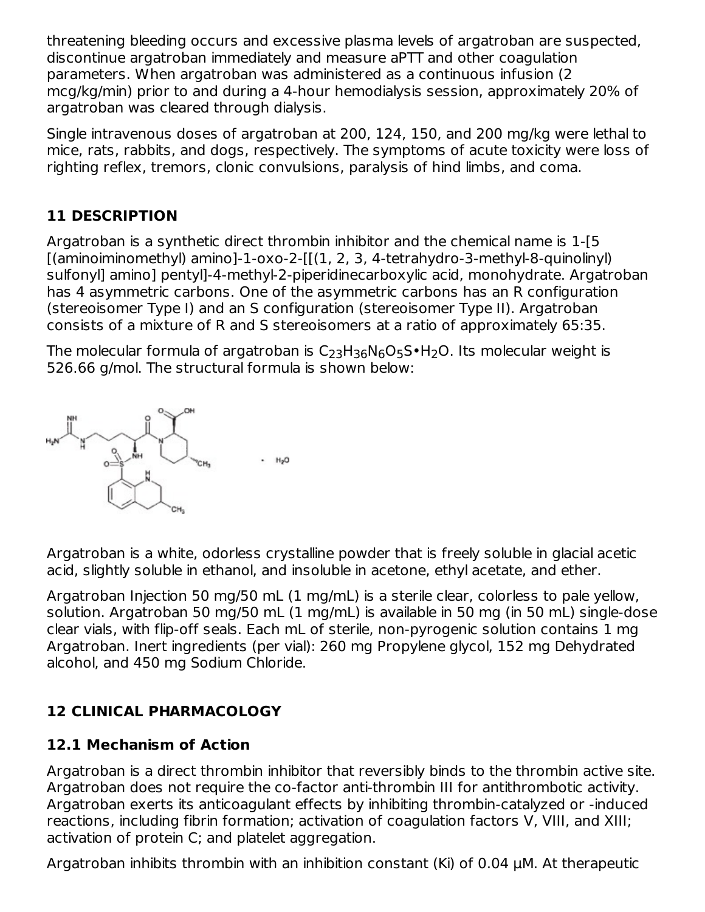threatening bleeding occurs and excessive plasma levels of argatroban are suspected, discontinue argatroban immediately and measure aPTT and other coagulation parameters. When argatroban was administered as a continuous infusion (2 mcg/kg/min) prior to and during a 4-hour hemodialysis session, approximately 20% of argatroban was cleared through dialysis.

Single intravenous doses of argatroban at 200, 124, 150, and 200 mg/kg were lethal to mice, rats, rabbits, and dogs, respectively. The symptoms of acute toxicity were loss of righting reflex, tremors, clonic convulsions, paralysis of hind limbs, and coma.

## 11 DESCRIPTION

Argatroban is a synthetic direct thrombin inhibitor and the chemical name is 1-[5 [(aminoiminomethyl) amino]-1-oxo-2-[[(1, 2, 3, 4-tetrahydro-3-methyl-8-quinolinyl) sulfonyl] amino] pentyl]-4-methyl-2-piperidinecarboxylic acid, monohydrate. Argatroban has 4 asymmetric carbons. One of the asymmetric carbons has an R configuration (stereoisomer Type I) and an S configuration (stereoisomer Type II). Argatroban consists of a mixture of R and S stereoisomers at a ratio of approximately 65:35.

The molecular formula of argatroban is $C_{23}H_{36}N_6O_5S \cdot H_2O$. Its molecular weight is 526.66 g/mol. The structural formula is shown below:

Argatroban is a white, odorless crystalline powder that is freely soluble in glacial acetic acid, slightly soluble in ethanol, and insoluble in acetone, ethyl acetate, and ether.

Argatroban Injection 50 mg/50 mL (1 mg/mL) is a sterile clear, colorless to pale yellow, solution. Argatroban 50 mg/50 mL (1 mg/mL) is available in 50 mg (in 50 mL) single-dose clear vials, with flip-off seals. Each mL of sterile, non-pyrogenic solution contains 1 mg Argatroban. Inert ingredients (per vial): 260 mg Propylene glycol, 152 mg Dehydrated alcohol, and 450 mg Sodium Chloride.

## 12 CLINICAL PHARMACOLOGY

### 12.1 Mechanism of Action

Argatroban is a direct thrombin inhibitor that reversibly binds to the thrombin active site. Argatroban does not require the co-factor anti-thrombin III for antithrombotic activity. Argatroban exerts its anticoagulant effects by inhibiting thrombin-catalyzed or -induced reactions, including fibrin formation; activation of coagulation factors V, VIII, and XIII; activation of protein C; and platelet aggregation.

Argatroban inhibits thrombin with an inhibition constant (Ki) of 0.04 µM. At therapeutic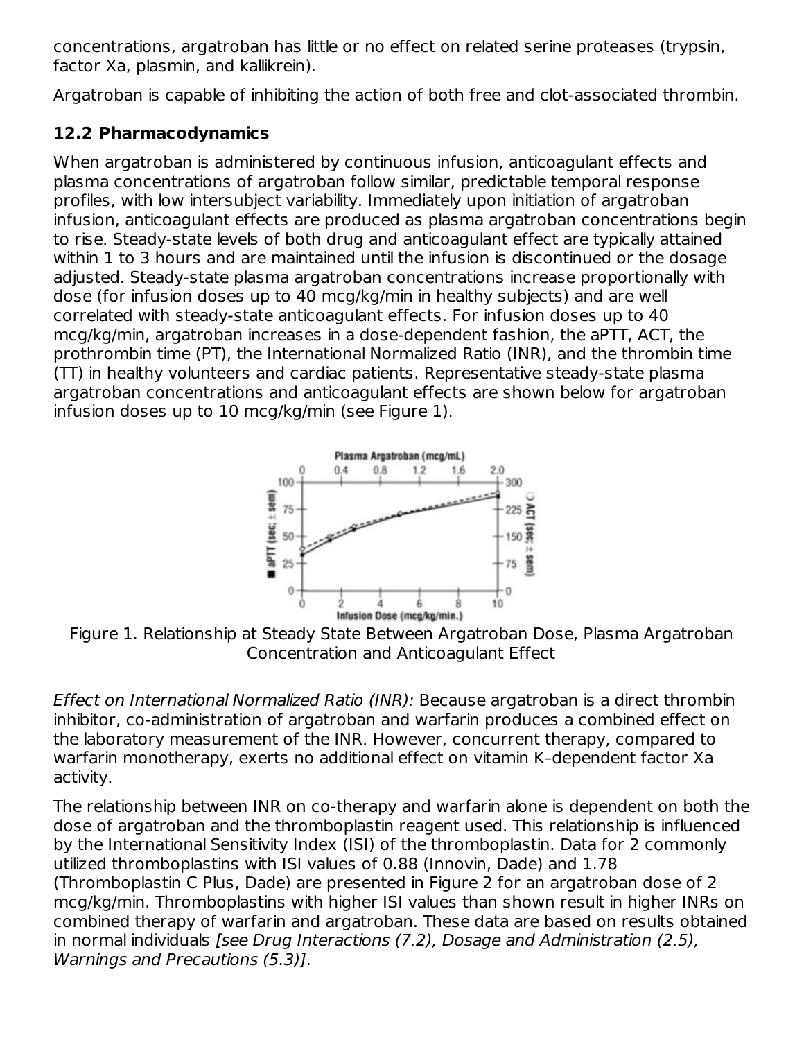concentrations, argatroban has little or no effect on related serine proteases (trypsin, factor Xa, plasmin, and kallikrein).

Argatroban is capable of inhibiting the action of both free and clot-associated thrombin.

### 12.2 Pharmacodynamics

When argatroban is administered by continuous infusion, anticoagulant effects and plasma concentrations of argatroban follow similar, predictable temporal response profiles, with low intersubject variability. Immediately upon initiation of argatroban infusion, anticoagulant effects are produced as plasma argatroban concentrations begin to rise. Steady-state levels of both drug and anticoagulant effect are typically attained within 1 to 3 hours and are maintained until the infusion is discontinued or the dosage adjusted. Steady-state plasma argatroban concentrations increase proportionally with dose (for infusion doses up to 40 mcg/kg/min in healthy subjects) and are well correlated with steady-state anticoagulant effects. For infusion doses up to 40 mcg/kg/min, argatroban increases in a dose-dependent fashion, the aPTT, ACT, the prothrombin time (PT), the International Normalized Ratio (INR), and the thrombin time (TT) in healthy volunteers and cardiac patients. Representative steady-state plasma argatroban concentrations and anticoagulant effects are shown below for argatroban infusion doses up to 10 mcg/kg/min (see Figure 1).

Figure 1. Relationship at Steady State Between Argatroban Dose, Plasma Argatroban Concentration and Anticoagulant Effect

*Effect on International Normalized Ratio (INR):* Because argatroban is a direct thrombin inhibitor, co-administration of argatroban and warfarin produces a combined effect on the laboratory measurement of the INR. However, concurrent therapy, compared to warfarin monotherapy, exerts no additional effect on vitamin K–dependent factor Xa activity.

The relationship between INR on co-therapy and warfarin alone is dependent on both the dose of argatroban and the thromboplastin reagent used. This relationship is influenced by the International Sensitivity Index (ISI) of the thromboplastin. Data for 2 commonly utilized thromboplastins with ISI values of 0.88 (Innovin, Dade) and 1.78 (Thromboplastin C Plus, Dade) are presented in Figure 2 for an argatroban dose of 2 mcg/kg/min. Thromboplastins with higher ISI values than shown result in higher INRs on combined therapy of warfarin and argatroban. These data are based on results obtained in normal individuals *[see Drug Interactions (7.2), Dosage and Administration (2.5), Warnings and Precautions (5.3)]*.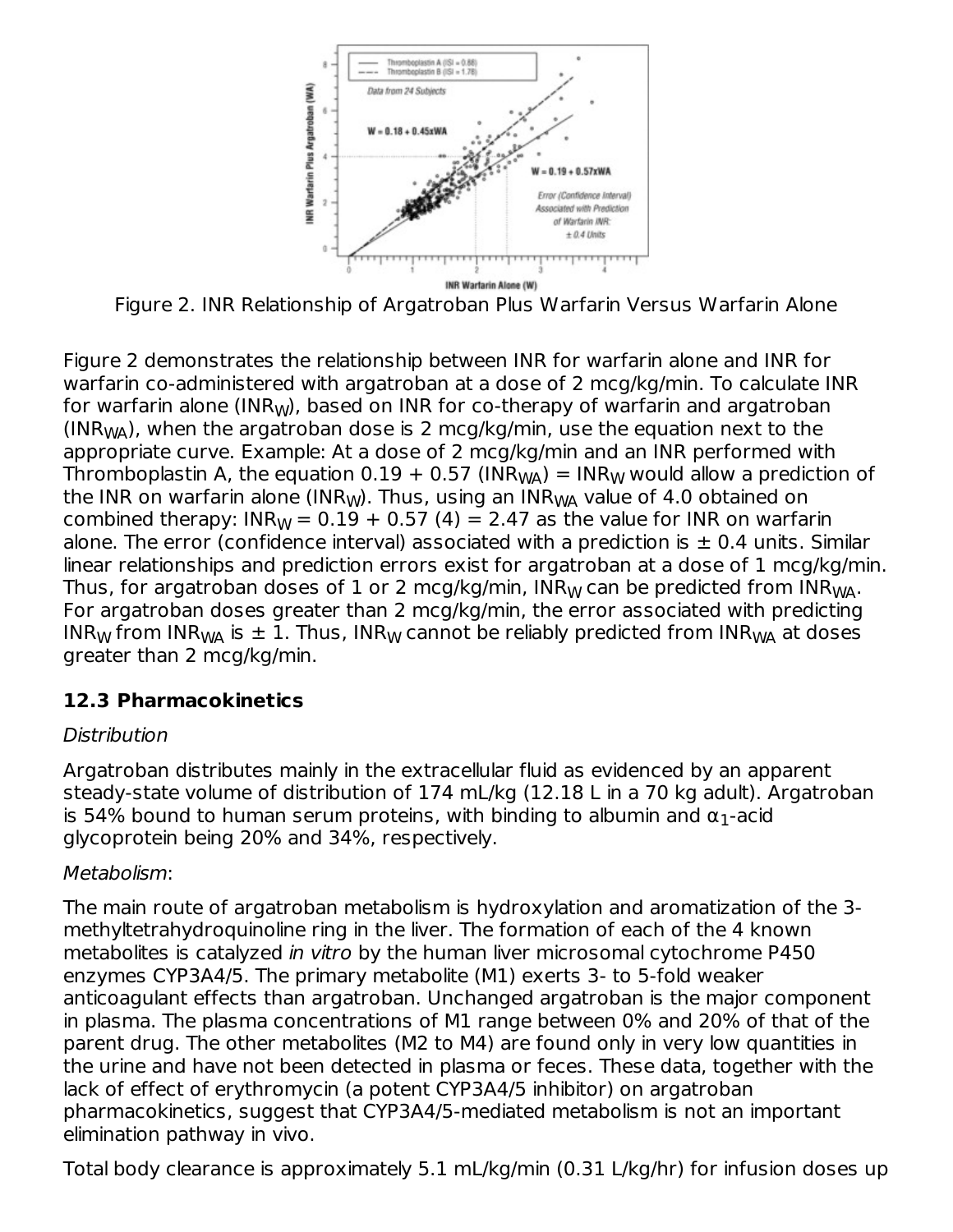Figure 2. INR Relationship of Argatroban Plus Warfarin Versus Warfarin Alone

Figure 2 demonstrates the relationship between INR for warfarin alone and INR for warfarin co-administered with argatroban at a dose of 2 mcg/kg/min. To calculate INR for warfarin alone ($INR_W$), based on INR for co-therapy of warfarin and argatroban ($INR_{WA}$), when the argatroban dose is 2 mcg/kg/min, use the equation next to the appropriate curve. Example: At a dose of 2 mcg/kg/min and an INR performed with Thromboplastin A, the equation $0.19 + 0.57\ (INR_{WA}) = INR_W$ would allow a prediction of the INR on warfarin alone ($INR_W$). Thus, using an $INR_{WA}$ value of 4.0 obtained on combined therapy: $INR_W = 0.19 + 0.57\ (4) = 2.47$ as the value for INR on warfarin alone. The error (confidence interval) associated with a prediction is ± 0.4 units. Similar linear relationships and prediction errors exist for argatroban at a dose of 1 mcg/kg/min. Thus, for argatroban doses of 1 or 2 mcg/kg/min, $INR_W$ can be predicted from $INR_{WA}$. For argatroban doses greater than 2 mcg/kg/min, the error associated with predicting $INR_W$ from $INR_{WA}$ is ± 1. Thus, $INR_W$ cannot be reliably predicted from $INR_{WA}$ at doses greater than 2 mcg/kg/min.

### 12.3 Pharmacokinetics

*Distribution*

Argatroban distributes mainly in the extracellular fluid as evidenced by an apparent steady-state volume of distribution of 174 mL/kg (12.18 L in a 70 kg adult). Argatroban is 54% bound to human serum proteins, with binding to albumin and $\alpha_1$-acid glycoprotein being 20% and 34%, respectively.

*Metabolism*:

The main route of argatroban metabolism is hydroxylation and aromatization of the 3-methyltetrahydroquinoline ring in the liver. The formation of each of the 4 known metabolites is catalyzed *in vitro* by the human liver microsomal cytochrome P450 enzymes CYP3A4/5. The primary metabolite (M1) exerts 3- to 5-fold weaker anticoagulant effects than argatroban. Unchanged argatroban is the major component in plasma. The plasma concentrations of M1 range between 0% and 20% of that of the parent drug. The other metabolites (M2 to M4) are found only in very low quantities in the urine and have not been detected in plasma or feces. These data, together with the lack of effect of erythromycin (a potent CYP3A4/5 inhibitor) on argatroban pharmacokinetics, suggest that CYP3A4/5-mediated metabolism is not an important elimination pathway in vivo.

Total body clearance is approximately 5.1 mL/kg/min (0.31 L/kg/hr) for infusion doses up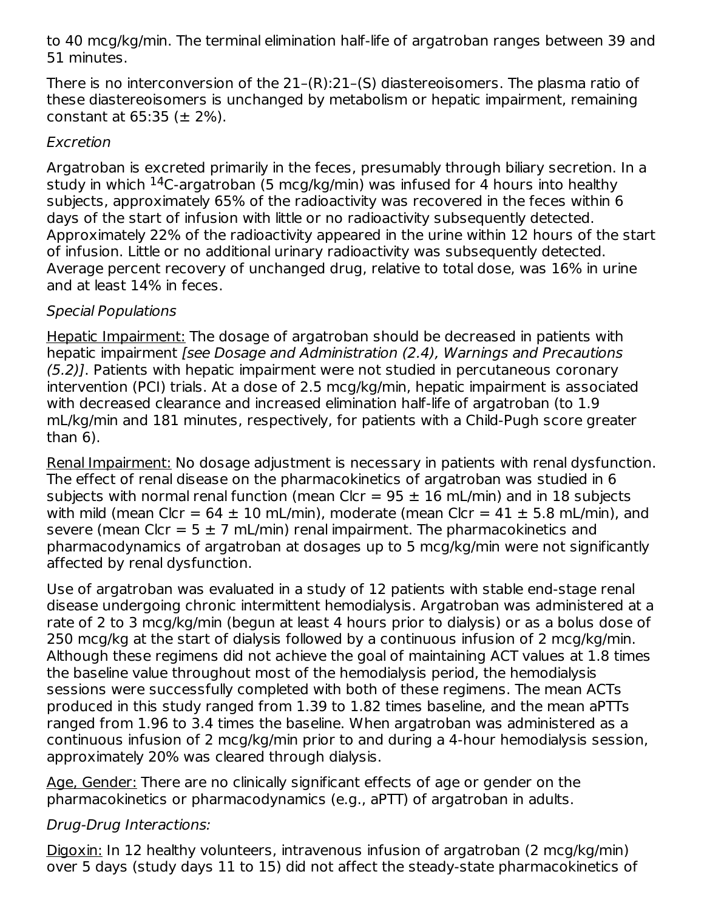to 40 mcg/kg/min. The terminal elimination half-life of argatroban ranges between 39 and 51 minutes.

There is no interconversion of the 21–(R):21–(S) diastereoisomers. The plasma ratio of these diastereoisomers is unchanged by metabolism or hepatic impairment, remaining constant at 65:35 (± 2%).

*Excretion*

Argatroban is excreted primarily in the feces, presumably through biliary secretion. In a study in which $^{14}C$-argatroban (5 mcg/kg/min) was infused for 4 hours into healthy subjects, approximately 65% of the radioactivity was recovered in the feces within 6 days of the start of infusion with little or no radioactivity subsequently detected. Approximately 22% of the radioactivity appeared in the urine within 12 hours of the start of infusion. Little or no additional urinary radioactivity was subsequently detected. Average percent recovery of unchanged drug, relative to total dose, was 16% in urine and at least 14% in feces.

*Special Populations*

Hepatic Impairment: The dosage of argatroban should be decreased in patients with hepatic impairment *[see Dosage and Administration (2.4), Warnings and Precautions (5.2)]*. Patients with hepatic impairment were not studied in percutaneous coronary intervention (PCI) trials. At a dose of 2.5 mcg/kg/min, hepatic impairment is associated with decreased clearance and increased elimination half-life of argatroban (to 1.9 mL/kg/min and 181 minutes, respectively, for patients with a Child-Pugh score greater than 6).

Renal Impairment: No dosage adjustment is necessary in patients with renal dysfunction. The effect of renal disease on the pharmacokinetics of argatroban was studied in 6 subjects with normal renal function (mean Clcr = 95 ± 16 mL/min) and in 18 subjects with mild (mean Clcr = 64 ± 10 mL/min), moderate (mean Clcr = 41 ± 5.8 mL/min), and severe (mean Clcr = 5 ± 7 mL/min) renal impairment. The pharmacokinetics and pharmacodynamics of argatroban at dosages up to 5 mcg/kg/min were not significantly affected by renal dysfunction.

Use of argatroban was evaluated in a study of 12 patients with stable end-stage renal disease undergoing chronic intermittent hemodialysis. Argatroban was administered at a rate of 2 to 3 mcg/kg/min (begun at least 4 hours prior to dialysis) or as a bolus dose of 250 mcg/kg at the start of dialysis followed by a continuous infusion of 2 mcg/kg/min. Although these regimens did not achieve the goal of maintaining ACT values at 1.8 times the baseline value throughout most of the hemodialysis period, the hemodialysis sessions were successfully completed with both of these regimens. The mean ACTs produced in this study ranged from 1.39 to 1.82 times baseline, and the mean aPTTs ranged from 1.96 to 3.4 times the baseline. When argatroban was administered as a continuous infusion of 2 mcg/kg/min prior to and during a 4-hour hemodialysis session, approximately 20% was cleared through dialysis.

Age, Gender: There are no clinically significant effects of age or gender on the pharmacokinetics or pharmacodynamics (e.g., aPTT) of argatroban in adults.

*Drug-Drug Interactions:*

Digoxin: In 12 healthy volunteers, intravenous infusion of argatroban (2 mcg/kg/min) over 5 days (study days 11 to 15) did not affect the steady-state pharmacokinetics of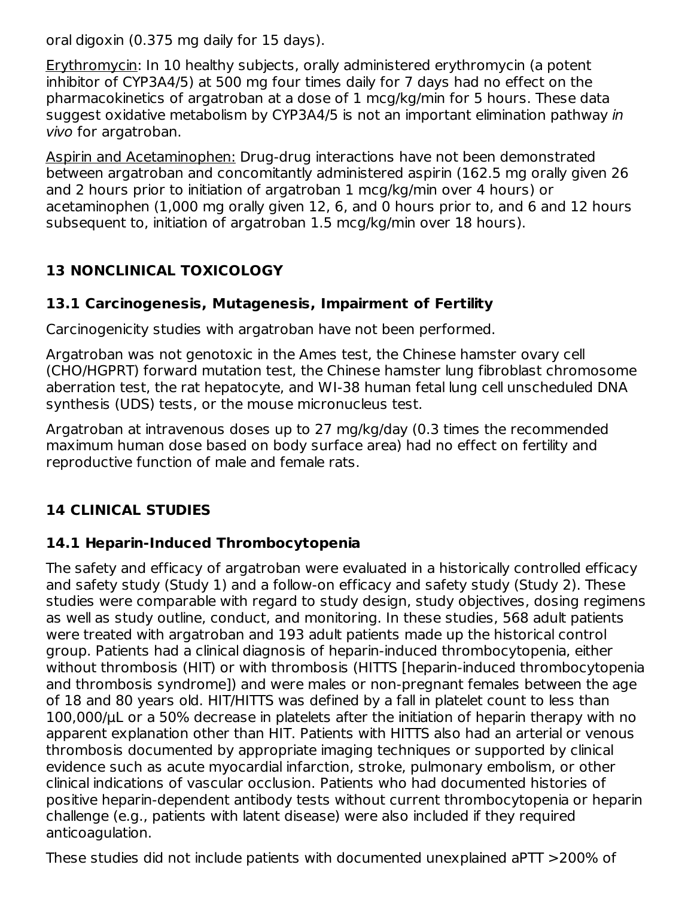oral digoxin (0.375 mg daily for 15 days).

Erythromycin: In 10 healthy subjects, orally administered erythromycin (a potent inhibitor of CYP3A4/5) at 500 mg four times daily for 7 days had no effect on the pharmacokinetics of argatroban at a dose of 1 mcg/kg/min for 5 hours. These data suggest oxidative metabolism by CYP3A4/5 is not an important elimination pathway *in vivo* for argatroban.

Aspirin and Acetaminophen: Drug-drug interactions have not been demonstrated between argatroban and concomitantly administered aspirin (162.5 mg orally given 26 and 2 hours prior to initiation of argatroban 1 mcg/kg/min over 4 hours) or acetaminophen (1,000 mg orally given 12, 6, and 0 hours prior to, and 6 and 12 hours subsequent to, initiation of argatroban 1.5 mcg/kg/min over 18 hours).

## 13 NONCLINICAL TOXICOLOGY

### 13.1 Carcinogenesis, Mutagenesis, Impairment of Fertility

Carcinogenicity studies with argatroban have not been performed.

Argatroban was not genotoxic in the Ames test, the Chinese hamster ovary cell (CHO/HGPRT) forward mutation test, the Chinese hamster lung fibroblast chromosome aberration test, the rat hepatocyte, and WI-38 human fetal lung cell unscheduled DNA synthesis (UDS) tests, or the mouse micronucleus test.

Argatroban at intravenous doses up to 27 mg/kg/day (0.3 times the recommended maximum human dose based on body surface area) had no effect on fertility and reproductive function of male and female rats.

## 14 CLINICAL STUDIES

### 14.1 Heparin-Induced Thrombocytopenia

The safety and efficacy of argatroban were evaluated in a historically controlled efficacy and safety study (Study 1) and a follow-on efficacy and safety study (Study 2). These studies were comparable with regard to study design, study objectives, dosing regimens as well as study outline, conduct, and monitoring. In these studies, 568 adult patients were treated with argatroban and 193 adult patients made up the historical control group. Patients had a clinical diagnosis of heparin-induced thrombocytopenia, either without thrombosis (HIT) or with thrombosis (HITTS [heparin-induced thrombocytopenia and thrombosis syndrome]) and were males or non-pregnant females between the age of 18 and 80 years old. HIT/HITTS was defined by a fall in platelet count to less than 100,000/µL or a 50% decrease in platelets after the initiation of heparin therapy with no apparent explanation other than HIT. Patients with HITTS also had an arterial or venous thrombosis documented by appropriate imaging techniques or supported by clinical evidence such as acute myocardial infarction, stroke, pulmonary embolism, or other clinical indications of vascular occlusion. Patients who had documented histories of positive heparin-dependent antibody tests without current thrombocytopenia or heparin challenge (e.g., patients with latent disease) were also included if they required anticoagulation.

These studies did not include patients with documented unexplained aPTT >200% of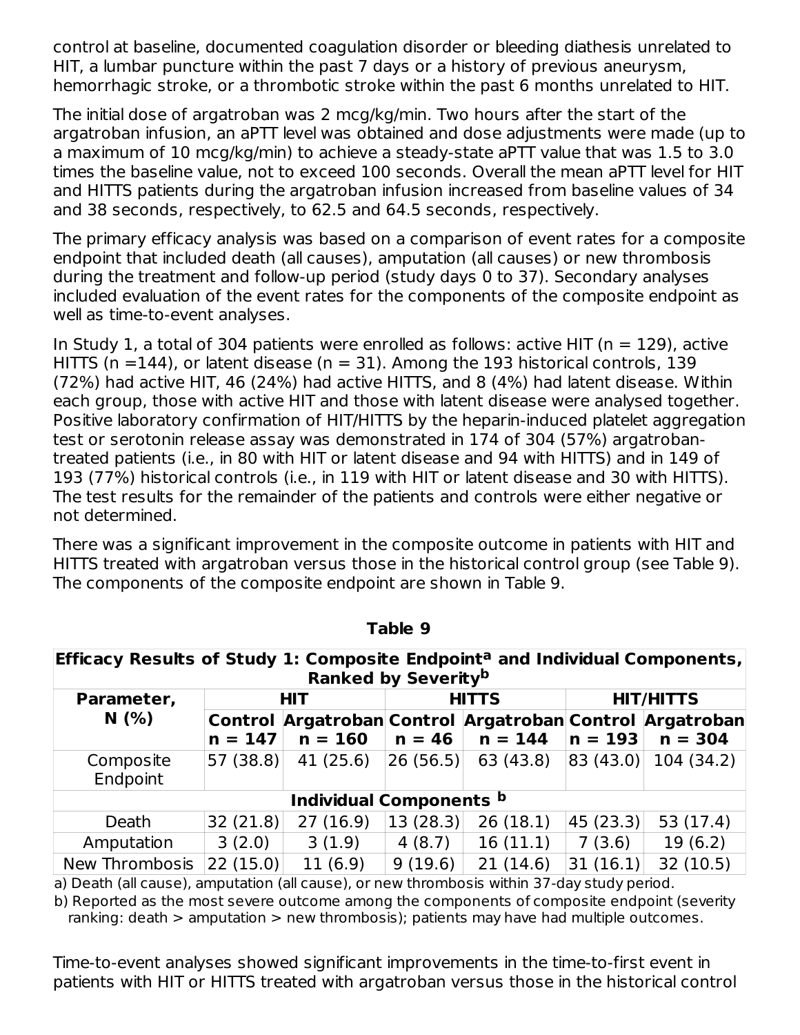control at baseline, documented coagulation disorder or bleeding diathesis unrelated to HIT, a lumbar puncture within the past 7 days or a history of previous aneurysm, hemorrhagic stroke, or a thrombotic stroke within the past 6 months unrelated to HIT.

The initial dose of argatroban was 2 mcg/kg/min. Two hours after the start of the argatroban infusion, an aPTT level was obtained and dose adjustments were made (up to a maximum of 10 mcg/kg/min) to achieve a steady-state aPTT value that was 1.5 to 3.0 times the baseline value, not to exceed 100 seconds. Overall the mean aPTT level for HIT and HITTS patients during the argatroban infusion increased from baseline values of 34 and 38 seconds, respectively, to 62.5 and 64.5 seconds, respectively.

The primary efficacy analysis was based on a comparison of event rates for a composite endpoint that included death (all causes), amputation (all causes) or new thrombosis during the treatment and follow-up period (study days 0 to 37). Secondary analyses included evaluation of the event rates for the components of the composite endpoint as well as time-to-event analyses.

In Study 1, a total of 304 patients were enrolled as follows: active HIT (n = 129), active HITTS (n =144), or latent disease (n = 31). Among the 193 historical controls, 139 (72%) had active HIT, 46 (24%) had active HITTS, and 8 (4%) had latent disease. Within each group, those with active HIT and those with latent disease were analysed together. Positive laboratory confirmation of HIT/HITTS by the heparin-induced platelet aggregation test or serotonin release assay was demonstrated in 174 of 304 (57%) argatroban-treated patients (i.e., in 80 with HIT or latent disease and 94 with HITTS) and in 149 of 193 (77%) historical controls (i.e., in 119 with HIT or latent disease and 30 with HITTS). The test results for the remainder of the patients and controls were either negative or not determined.

There was a significant improvement in the composite outcome in patients with HIT and HITTS treated with argatroban versus those in the historical control group (see Table 9). The components of the composite endpoint are shown in Table 9.

**Table 9**

**Efficacy Results of Study 1: Composite Endpoint[a] and Individual Components, Ranked by Severity[b]**

| Parameter, N (%) | HIT | | HITTS | | HIT/HITTS | |
|---|---|---|---|---|---|---|
| | Control n = 147 | Argatroban n = 160 | Control n = 46 | Argatroban n = 144 | Control n = 193 | Argatroban n = 304 |
| Composite Endpoint | 57 (38.8) | 41 (25.6) | 26 (56.5) | 63 (43.8) | 83 (43.0) | 104 (34.2) |
| **Individual Components [b]** | | | | | | |
| Death | 32 (21.8) | 27 (16.9) | 13 (28.3) | 26 (18.1) | 45 (23.3) | 53 (17.4) |
| Amputation | 3 (2.0) | 3 (1.9) | 4 (8.7) | 16 (11.1) | 7 (3.6) | 19 (6.2) |
| New Thrombosis | 22 (15.0) | 11 (6.9) | 9 (19.6) | 21 (14.6) | 31 (16.1) | 32 (10.5) |

a) Death (all cause), amputation (all cause), or new thrombosis within 37-day study period.

b) Reported as the most severe outcome among the components of composite endpoint (severity ranking: death > amputation > new thrombosis); patients may have had multiple outcomes.

Time-to-event analyses showed significant improvements in the time-to-first event in patients with HIT or HITTS treated with argatroban versus those in the historical control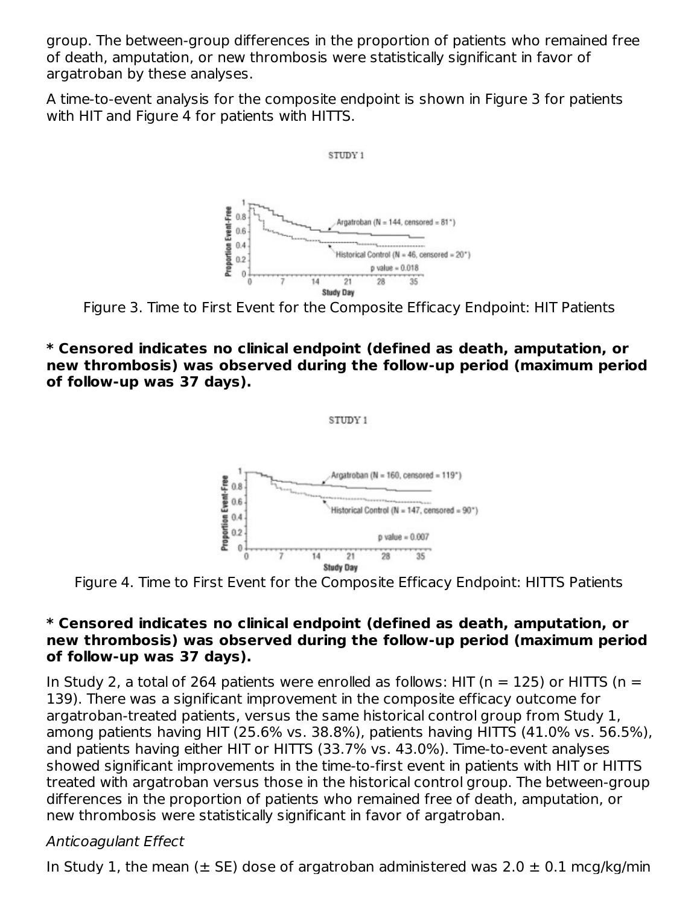group. The between-group differences in the proportion of patients who remained free of death, amputation, or new thrombosis were statistically significant in favor of argatroban by these analyses.

A time-to-event analysis for the composite endpoint is shown in Figure 3 for patients with HIT and Figure 4 for patients with HITTS.

Figure 3. Time to First Event for the Composite Efficacy Endpoint: HIT Patients

**\* Censored indicates no clinical endpoint (defined as death, amputation, or new thrombosis) was observed during the follow-up period (maximum period of follow-up was 37 days).**

Figure 4. Time to First Event for the Composite Efficacy Endpoint: HITTS Patients

**\* Censored indicates no clinical endpoint (defined as death, amputation, or new thrombosis) was observed during the follow-up period (maximum period of follow-up was 37 days).**

In Study 2, a total of 264 patients were enrolled as follows: HIT (n = 125) or HITTS (n = 139). There was a significant improvement in the composite efficacy outcome for argatroban-treated patients, versus the same historical control group from Study 1, among patients having HIT (25.6% vs. 38.8%), patients having HITTS (41.0% vs. 56.5%), and patients having either HIT or HITTS (33.7% vs. 43.0%). Time-to-event analyses showed significant improvements in the time-to-first event in patients with HIT or HITTS treated with argatroban versus those in the historical control group. The between-group differences in the proportion of patients who remained free of death, amputation, or new thrombosis were statistically significant in favor of argatroban.

*Anticoagulant Effect*

In Study 1, the mean (± SE) dose of argatroban administered was 2.0 ± 0.1 mcg/kg/min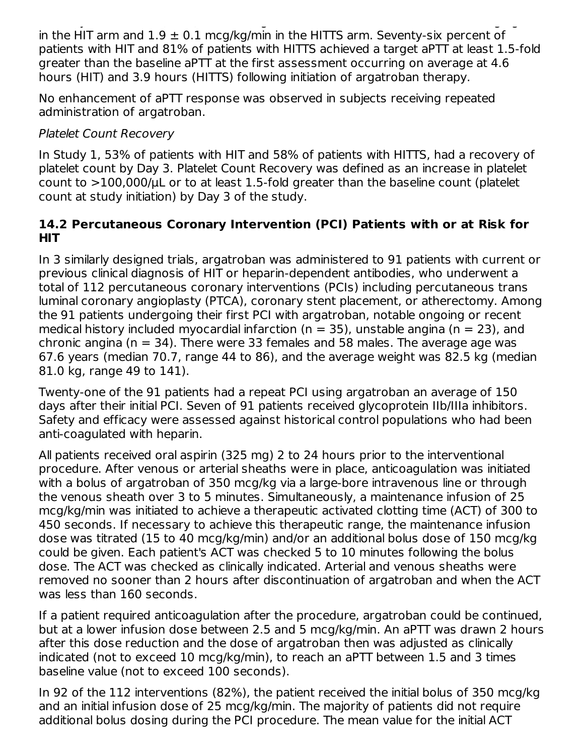in the HIT arm and 1.9 ± 0.1 mcg/kg/min in the HITTS arm. Seventy-six percent of patients with HIT and 81% of patients with HITTS achieved a target aPTT at least 1.5-fold greater than the baseline aPTT at the first assessment occurring on average at 4.6 hours (HIT) and 3.9 hours (HITTS) following initiation of argatroban therapy.

No enhancement of aPTT response was observed in subjects receiving repeated administration of argatroban.

*Platelet Count Recovery*

In Study 1, 53% of patients with HIT and 58% of patients with HITTS, had a recovery of platelet count by Day 3. Platelet Count Recovery was defined as an increase in platelet count to >100,000/μL or to at least 1.5-fold greater than the baseline count (platelet count at study initiation) by Day 3 of the study.

### 14.2 Percutaneous Coronary Intervention (PCI) Patients with or at Risk for HIT

In 3 similarly designed trials, argatroban was administered to 91 patients with current or previous clinical diagnosis of HIT or heparin-dependent antibodies, who underwent a total of 112 percutaneous coronary interventions (PCIs) including percutaneous trans luminal coronary angioplasty (PTCA), coronary stent placement, or atherectomy. Among the 91 patients undergoing their first PCI with argatroban, notable ongoing or recent medical history included myocardial infarction (n = 35), unstable angina (n = 23), and chronic angina (n = 34). There were 33 females and 58 males. The average age was 67.6 years (median 70.7, range 44 to 86), and the average weight was 82.5 kg (median 81.0 kg, range 49 to 141).

Twenty-one of the 91 patients had a repeat PCI using argatroban an average of 150 days after their initial PCI. Seven of 91 patients received glycoprotein IIb/IIIa inhibitors. Safety and efficacy were assessed against historical control populations who had been anti-coagulated with heparin.

All patients received oral aspirin (325 mg) 2 to 24 hours prior to the interventional procedure. After venous or arterial sheaths were in place, anticoagulation was initiated with a bolus of argatroban of 350 mcg/kg via a large-bore intravenous line or through the venous sheath over 3 to 5 minutes. Simultaneously, a maintenance infusion of 25 mcg/kg/min was initiated to achieve a therapeutic activated clotting time (ACT) of 300 to 450 seconds. If necessary to achieve this therapeutic range, the maintenance infusion dose was titrated (15 to 40 mcg/kg/min) and/or an additional bolus dose of 150 mcg/kg could be given. Each patient's ACT was checked 5 to 10 minutes following the bolus dose. The ACT was checked as clinically indicated. Arterial and venous sheaths were removed no sooner than 2 hours after discontinuation of argatroban and when the ACT was less than 160 seconds.

If a patient required anticoagulation after the procedure, argatroban could be continued, but at a lower infusion dose between 2.5 and 5 mcg/kg/min. An aPTT was drawn 2 hours after this dose reduction and the dose of argatroban then was adjusted as clinically indicated (not to exceed 10 mcg/kg/min), to reach an aPTT between 1.5 and 3 times baseline value (not to exceed 100 seconds).

In 92 of the 112 interventions (82%), the patient received the initial bolus of 350 mcg/kg and an initial infusion dose of 25 mcg/kg/min. The majority of patients did not require additional bolus dosing during the PCI procedure. The mean value for the initial ACT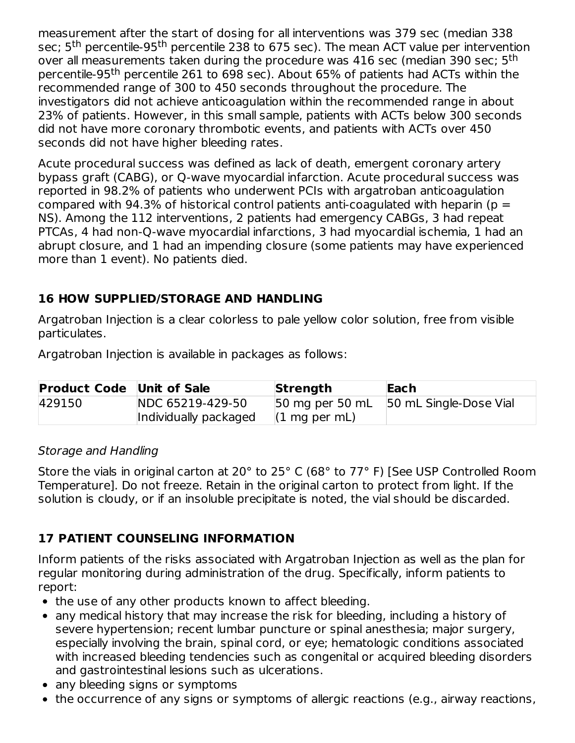measurement after the start of dosing for all interventions was 379 sec (median 338 sec; 5$^{th}$ percentile-95$^{th}$ percentile 238 to 675 sec). The mean ACT value per intervention over all measurements taken during the procedure was 416 sec (median 390 sec; 5$^{th}$ percentile-95$^{th}$ percentile 261 to 698 sec). About 65% of patients had ACTs within the recommended range of 300 to 450 seconds throughout the procedure. The investigators did not achieve anticoagulation within the recommended range in about 23% of patients. However, in this small sample, patients with ACTs below 300 seconds did not have more coronary thrombotic events, and patients with ACTs over 450 seconds did not have higher bleeding rates.

Acute procedural success was defined as lack of death, emergent coronary artery bypass graft (CABG), or Q-wave myocardial infarction. Acute procedural success was reported in 98.2% of patients who underwent PCIs with argatroban anticoagulation compared with 94.3% of historical control patients anti-coagulated with heparin (p = NS). Among the 112 interventions, 2 patients had emergency CABGs, 3 had repeat PTCAs, 4 had non-Q-wave myocardial infarctions, 3 had myocardial ischemia, 1 had an abrupt closure, and 1 had an impending closure (some patients may have experienced more than 1 event). No patients died.

## 16 HOW SUPPLIED/STORAGE AND HANDLING

Argatroban Injection is a clear colorless to pale yellow color solution, free from visible particulates.

Argatroban Injection is available in packages as follows:

| Product Code | Unit of Sale | Strength | Each |
|---|---|---|---|
| 429150 | NDC 65219-429-50 Individually packaged | 50 mg per 50 mL (1 mg per mL) | 50 mL Single-Dose Vial |

*Storage and Handling*

Store the vials in original carton at 20° to 25° C (68° to 77° F) [See USP Controlled Room Temperature]. Do not freeze. Retain in the original carton to protect from light. If the solution is cloudy, or if an insoluble precipitate is noted, the vial should be discarded.

## 17 PATIENT COUNSELING INFORMATION

Inform patients of the risks associated with Argatroban Injection as well as the plan for regular monitoring during administration of the drug. Specifically, inform patients to report:

- the use of any other products known to affect bleeding.
- any medical history that may increase the risk for bleeding, including a history of severe hypertension; recent lumbar puncture or spinal anesthesia; major surgery, especially involving the brain, spinal cord, or eye; hematologic conditions associated with increased bleeding tendencies such as congenital or acquired bleeding disorders and gastrointestinal lesions such as ulcerations.
- any bleeding signs or symptoms
- the occurrence of any signs or symptoms of allergic reactions (e.g., airway reactions,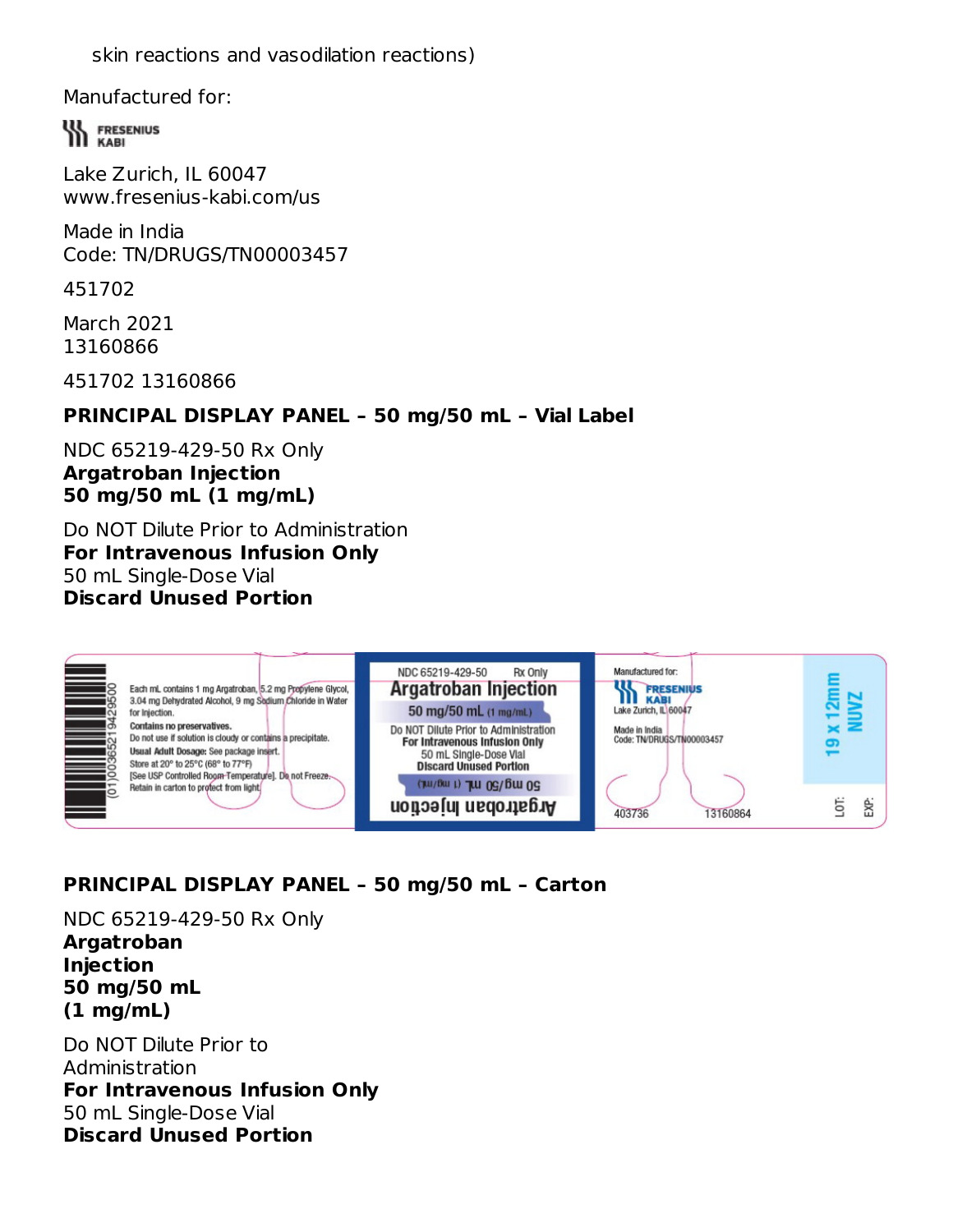skin reactions and vasodilation reactions)

Manufactured for:

FRESENIUS KABI

Lake Zurich, IL 60047
www.fresenius-kabi.com/us

Made in India
Code: TN/DRUGS/TN00003457

451702

March 2021
13160866

451702 13160866

**PRINCIPAL DISPLAY PANEL – 50 mg/50 mL – Vial Label**

NDC 65219-429-50 Rx Only
**Argatroban Injection**
**50 mg/50 mL (1 mg/mL)**

Do NOT Dilute Prior to Administration
**For Intravenous Infusion Only**
50 mL Single-Dose Vial
**Discard Unused Portion**

(01)00365219429500

Each mL contains 1 mg Argatroban, 5.2 mg Propylene Glycol, 3.04 mg Dehydrated Alcohol, 9 mg Sodium Chloride in Water for Injection.
**Contains no preservatives.**
Do not use if solution is cloudy or contains a precipitate.
**Usual Adult Dosage:** See package insert.
Store at 20° to 25°C (68° to 77°F)
[See USP Controlled Room Temperature]. Do not Freeze.
Retain in carton to protect from light.

NDC 65219-429-50 Rx Only
Argatroban Injection
50 mg/50 mL (1 mg/mL)
Do NOT Dilute Prior to Administration
For Intravenous Infusion Only
50 mL Single-Dose Vial
Discard Unused Portion
50 mg/50 mL (1 mg/mL)
Argatroban Injection

Manufactured for:
FRESENIUS KABI
Lake Zurich, IL 60047
Made in India
Code: TN/DRUGS/TN00003457

403736 13160864

19 x 12mm
NUVZ

LOT:
EXP:

**PRINCIPAL DISPLAY PANEL – 50 mg/50 mL – Carton**

NDC 65219-429-50 Rx Only
**Argatroban**
**Injection**
**50 mg/50 mL**
**(1 mg/mL)**

Do NOT Dilute Prior to
Administration
**For Intravenous Infusion Only**
50 mL Single-Dose Vial
**Discard Unused Portion**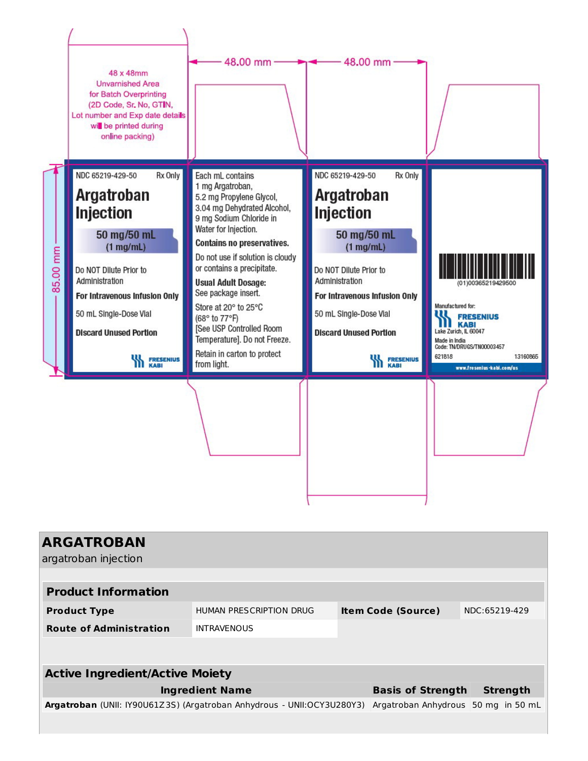48 x 48mm
Unvarnished Area
for Batch Overprinting
(2D Code, Sr. No, GTIN,
Lot number and Exp date details
will be printed during
online packing)

48.00 mm

48.00 mm

85.00 mm

NDC 65219-429-50 Rx Only

**Argatroban Injection**

**50 mg/50 mL**
**(1 mg/mL)**

Do NOT Dilute Prior to Administration

**For Intravenous Infusion Only**

50 mL Single-Dose Vial

**Discard Unused Portion**

FRESENIUS KABI

Each mL contains
1 mg Argatroban,
5.2 mg Propylene Glycol,
3.04 mg Dehydrated Alcohol,
9 mg Sodium Chloride in
Water for Injection.

**Contains no preservatives.**

Do not use if solution is cloudy or contains a precipitate.

**Usual Adult Dosage:**
See package insert.

Store at 20° to 25°C
(68° to 77°F)
[See USP Controlled Room Temperature]. Do not Freeze.

Retain in carton to protect from light.

NDC 65219-429-50 Rx Only

**Argatroban Injection**

**50 mg/50 mL**
**(1 mg/mL)**

Do NOT Dilute Prior to Administration

**For Intravenous Infusion Only**

50 mL Single-Dose Vial

**Discard Unused Portion**

FRESENIUS KABI

(01)00365219429500

Manufactured for:
FRESENIUS KABI
Lake Zurich, IL 60047

Made in India
Code: TN/DRUGS/TN00003457

621818 13160865

www.fresenius-kabi.com/us

## ARGATROBAN

argatroban injection

| Product Information | | | |
|---|---|---|---|
| **Product Type** | HUMAN PRESCRIPTION DRUG | **Item Code (Source)** | NDC:65219-429 |
| **Route of Administration** | INTRAVENOUS | | |

| Active Ingredient/Active Moiety | | |
|---|---|---|
| **Ingredient Name** | **Basis of Strength** | **Strength** |
| **Argatroban** (UNII: IY90U61Z3S) (Argatroban Anhydrous - UNII:OCY3U280Y3) | Argatroban Anhydrous | 50 mg in 50 mL |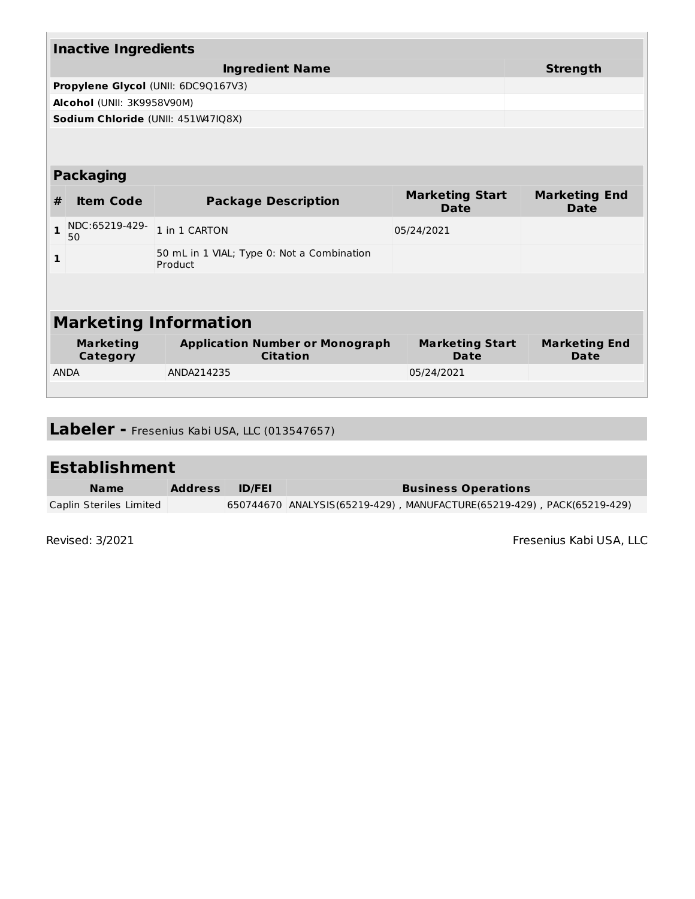| Inactive Ingredients | |
|---|---|
| **Ingredient Name** | **Strength** |
| **Propylene Glycol** (UNII: 6DC9Q167V3) | |
| **Alcohol** (UNII: 3K9958V90M) | |
| **Sodium Chloride** (UNII: 451W47IQ8X) | |

| Packaging | | | | |
|---|---|---|---|---|
| **#** | **Item Code** | **Package Description** | **Marketing Start Date** | **Marketing End Date** |
| **1** | NDC:65219-429-50 | 1 in 1 CARTON | 05/24/2021 | |
| **1** | | 50 mL in 1 VIAL; Type 0: Not a Combination Product | | |

| Marketing Information | | | |
|---|---|---|---|
| **Marketing Category** | **Application Number or Monograph Citation** | **Marketing Start Date** | **Marketing End Date** |
| ANDA | ANDA214235 | 05/24/2021 | |

## Labeler - Fresenius Kabi USA, LLC (013547657)

| Establishment | | | |
|---|---|---|---|
| **Name** | **Address** | **ID/FEI** | **Business Operations** |
| Caplin Steriles Limited | | 650744670 | ANALYSIS(65219-429) , MANUFACTURE(65219-429) , PACK(65219-429) |

Revised: 3/2021

Fresenius Kabi USA, LLC